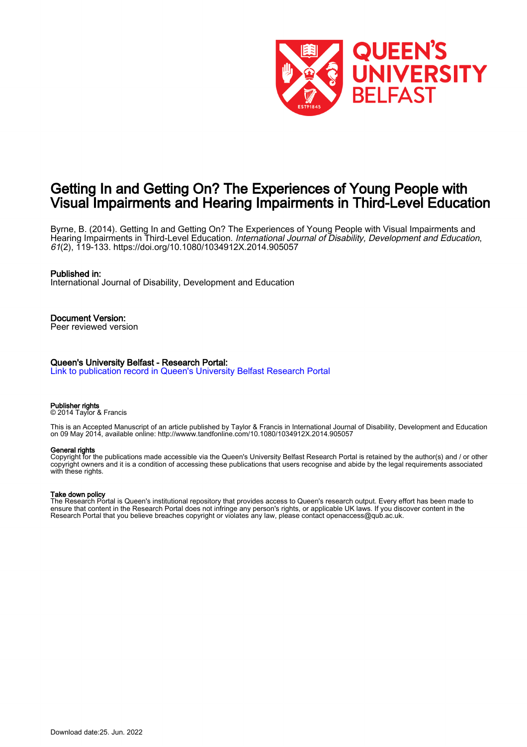# Getting In and Getting On? The Experiences of Young People with Visual Impairments and Hearing Impairments in Third-Level Education

Byrne, B. (2014). Getting In and Getting On? The Experiences of Young People with Visual Impairments and Hearing Impairments in Third-Level Education. *International Journal of Disability, Development and Education*, *61*(2), 119-133. https://doi.org/10.1080/1034912X.2014.905057

**Published in:**
International Journal of Disability, Development and Education

**Document Version:**
Peer reviewed version

**Queen's University Belfast - Research Portal:**
Link to publication record in Queen's University Belfast Research Portal

**Publisher rights**
© 2014 Taylor & Francis

This is an Accepted Manuscript of an article published by Taylor & Francis in International Journal of Disability, Development and Education on 09 May 2014, available online: http://wwww.tandfonline.com/10.1080/1034912X.2014.905057

**General rights**
Copyright for the publications made accessible via the Queen's University Belfast Research Portal is retained by the author(s) and / or other copyright owners and it is a condition of accessing these publications that users recognise and abide by the legal requirements associated with these rights.

**Take down policy**
The Research Portal is Queen's institutional repository that provides access to Queen's research output. Every effort has been made to ensure that content in the Research Portal does not infringe any person's rights, or applicable UK laws. If you discover content in the Research Portal that you believe breaches copyright or violates any law, please contact openaccess@qub.ac.uk.

Download date:25. Jun. 2022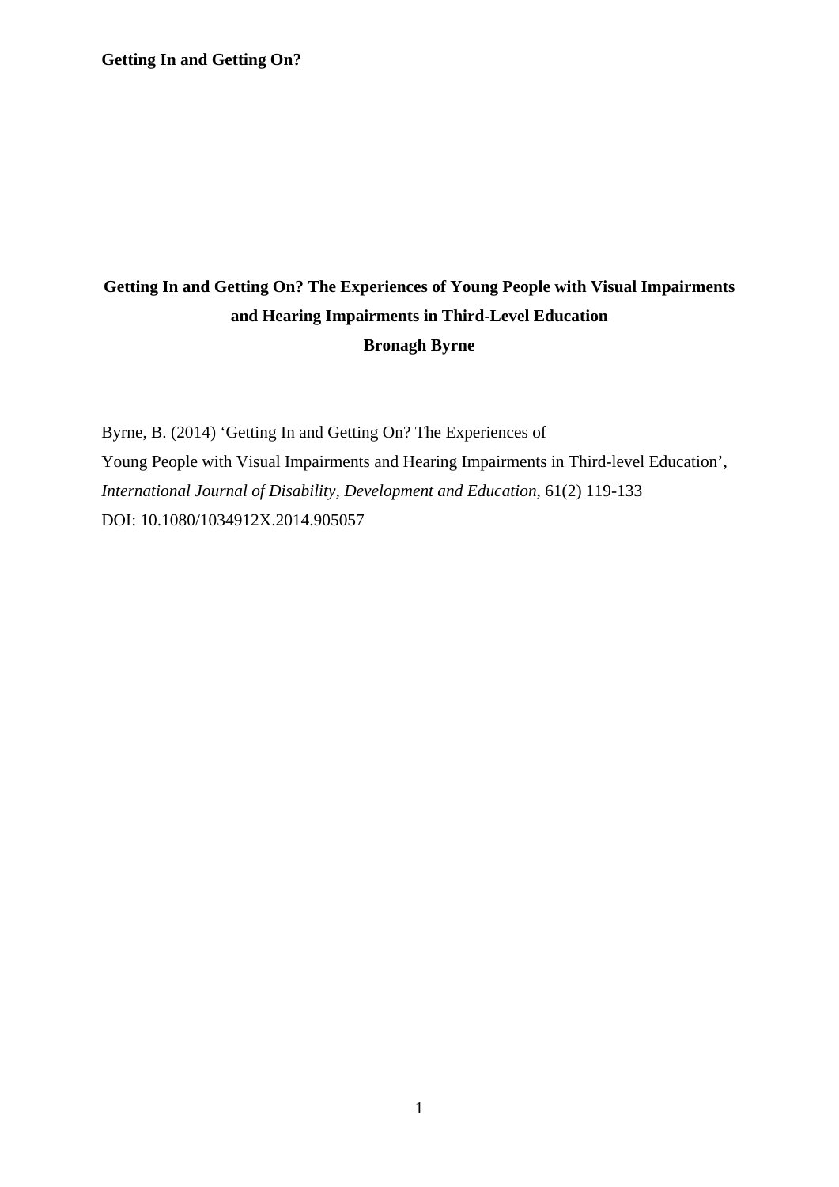# Getting In and Getting On? The Experiences of Young People with Visual Impairments and Hearing Impairments in Third-Level Education

**Bronagh Byrne**

Byrne, B. (2014) 'Getting In and Getting On? The Experiences of Young People with Visual Impairments and Hearing Impairments in Third-level Education', *International Journal of Disability, Development and Education*, 61(2) 119-133

DOI: 10.1080/1034912X.2014.905057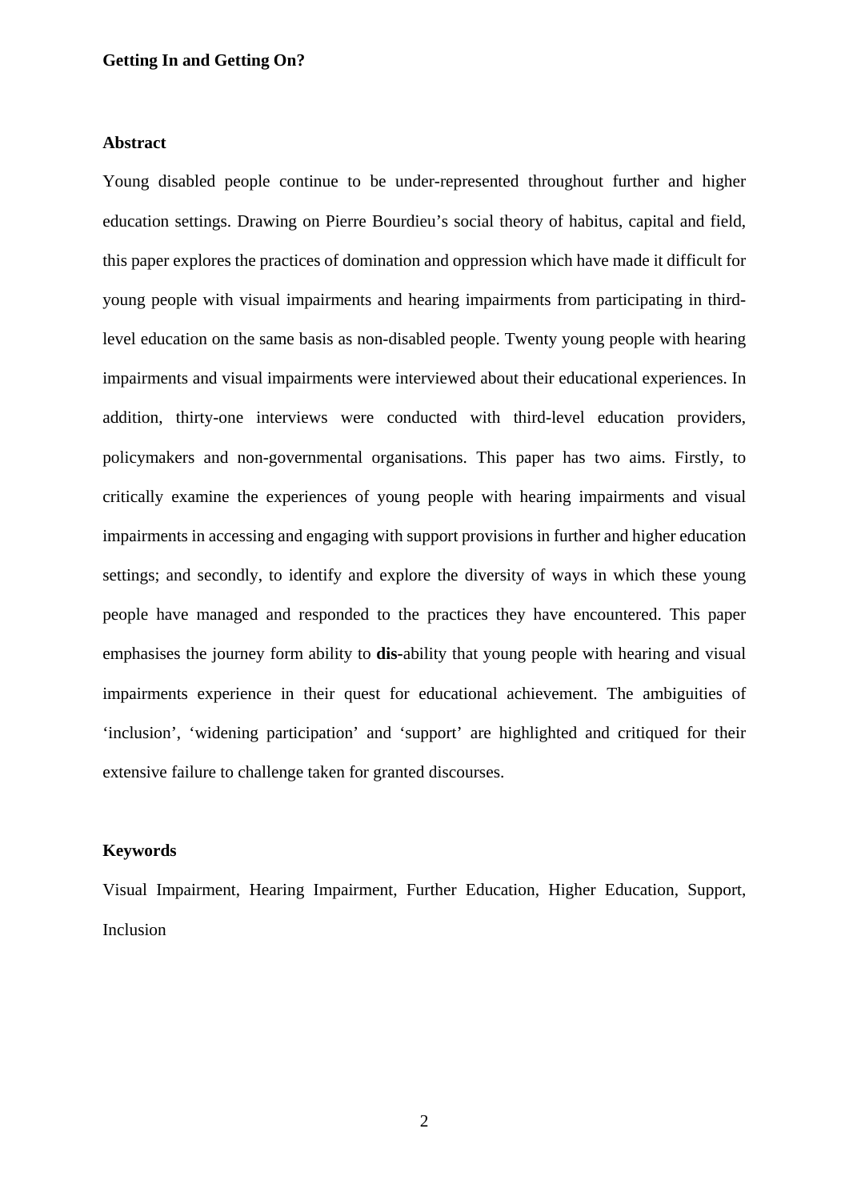**Getting In and Getting On?**

**Abstract**

Young disabled people continue to be under-represented throughout further and higher education settings. Drawing on Pierre Bourdieu's social theory of habitus, capital and field, this paper explores the practices of domination and oppression which have made it difficult for young people with visual impairments and hearing impairments from participating in third-level education on the same basis as non-disabled people. Twenty young people with hearing impairments and visual impairments were interviewed about their educational experiences. In addition, thirty-one interviews were conducted with third-level education providers, policymakers and non-governmental organisations. This paper has two aims. Firstly, to critically examine the experiences of young people with hearing impairments and visual impairments in accessing and engaging with support provisions in further and higher education settings; and secondly, to identify and explore the diversity of ways in which these young people have managed and responded to the practices they have encountered. This paper emphasises the journey form ability to **dis-**ability that young people with hearing and visual impairments experience in their quest for educational achievement. The ambiguities of 'inclusion', 'widening participation' and 'support' are highlighted and critiqued for their extensive failure to challenge taken for granted discourses.

**Keywords**

Visual Impairment, Hearing Impairment, Further Education, Higher Education, Support, Inclusion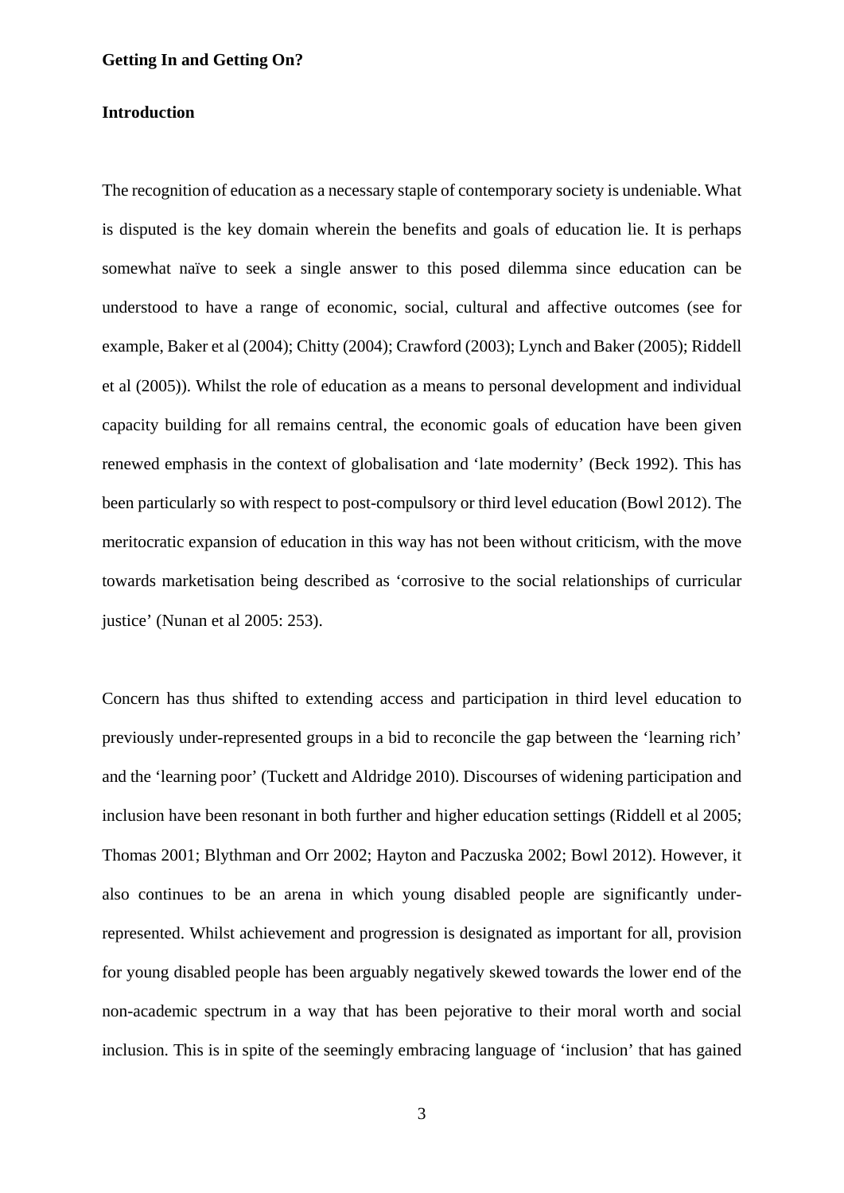**Getting In and Getting On?**

**Introduction**

The recognition of education as a necessary staple of contemporary society is undeniable. What is disputed is the key domain wherein the benefits and goals of education lie. It is perhaps somewhat naïve to seek a single answer to this posed dilemma since education can be understood to have a range of economic, social, cultural and affective outcomes (see for example, Baker et al (2004); Chitty (2004); Crawford (2003); Lynch and Baker (2005); Riddell et al (2005)). Whilst the role of education as a means to personal development and individual capacity building for all remains central, the economic goals of education have been given renewed emphasis in the context of globalisation and 'late modernity' (Beck 1992). This has been particularly so with respect to post-compulsory or third level education (Bowl 2012). The meritocratic expansion of education in this way has not been without criticism, with the move towards marketisation being described as 'corrosive to the social relationships of curricular justice' (Nunan et al 2005: 253).

Concern has thus shifted to extending access and participation in third level education to previously under-represented groups in a bid to reconcile the gap between the 'learning rich' and the 'learning poor' (Tuckett and Aldridge 2010). Discourses of widening participation and inclusion have been resonant in both further and higher education settings (Riddell et al 2005; Thomas 2001; Blythman and Orr 2002; Hayton and Paczuska 2002; Bowl 2012). However, it also continues to be an arena in which young disabled people are significantly under-represented. Whilst achievement and progression is designated as important for all, provision for young disabled people has been arguably negatively skewed towards the lower end of the non-academic spectrum in a way that has been pejorative to their moral worth and social inclusion. This is in spite of the seemingly embracing language of 'inclusion' that has gained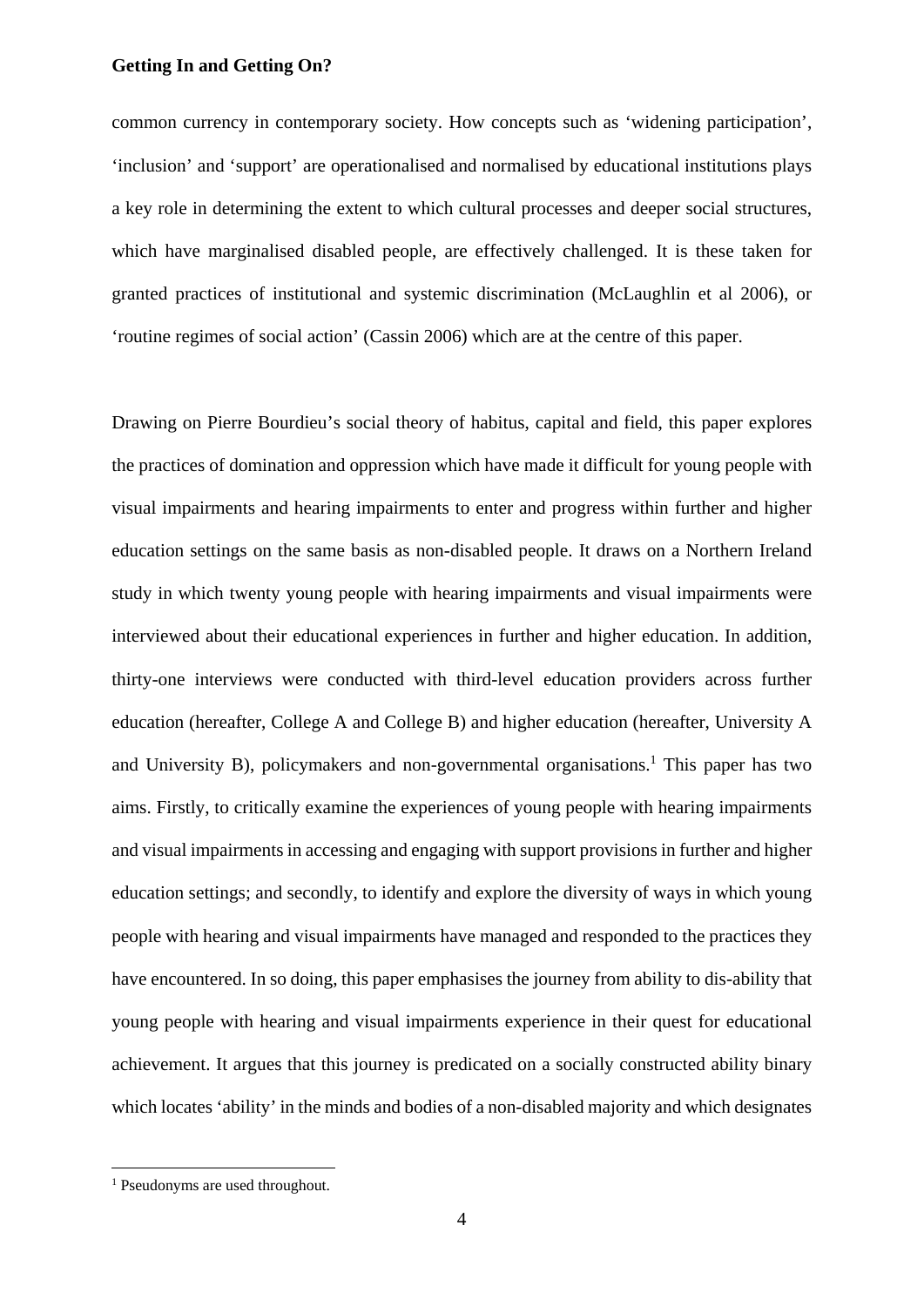common currency in contemporary society. How concepts such as 'widening participation', 'inclusion' and 'support' are operationalised and normalised by educational institutions plays a key role in determining the extent to which cultural processes and deeper social structures, which have marginalised disabled people, are effectively challenged. It is these taken for granted practices of institutional and systemic discrimination (McLaughlin et al 2006), or 'routine regimes of social action' (Cassin 2006) which are at the centre of this paper.

Drawing on Pierre Bourdieu's social theory of habitus, capital and field, this paper explores the practices of domination and oppression which have made it difficult for young people with visual impairments and hearing impairments to enter and progress within further and higher education settings on the same basis as non-disabled people. It draws on a Northern Ireland study in which twenty young people with hearing impairments and visual impairments were interviewed about their educational experiences in further and higher education. In addition, thirty-one interviews were conducted with third-level education providers across further education (hereafter, College A and College B) and higher education (hereafter, University A and University B), policymakers and non-governmental organisations.[1] This paper has two aims. Firstly, to critically examine the experiences of young people with hearing impairments and visual impairments in accessing and engaging with support provisions in further and higher education settings; and secondly, to identify and explore the diversity of ways in which young people with hearing and visual impairments have managed and responded to the practices they have encountered. In so doing, this paper emphasises the journey from ability to dis-ability that young people with hearing and visual impairments experience in their quest for educational achievement. It argues that this journey is predicated on a socially constructed ability binary which locates 'ability' in the minds and bodies of a non-disabled majority and which designates

[1] Pseudonyms are used throughout.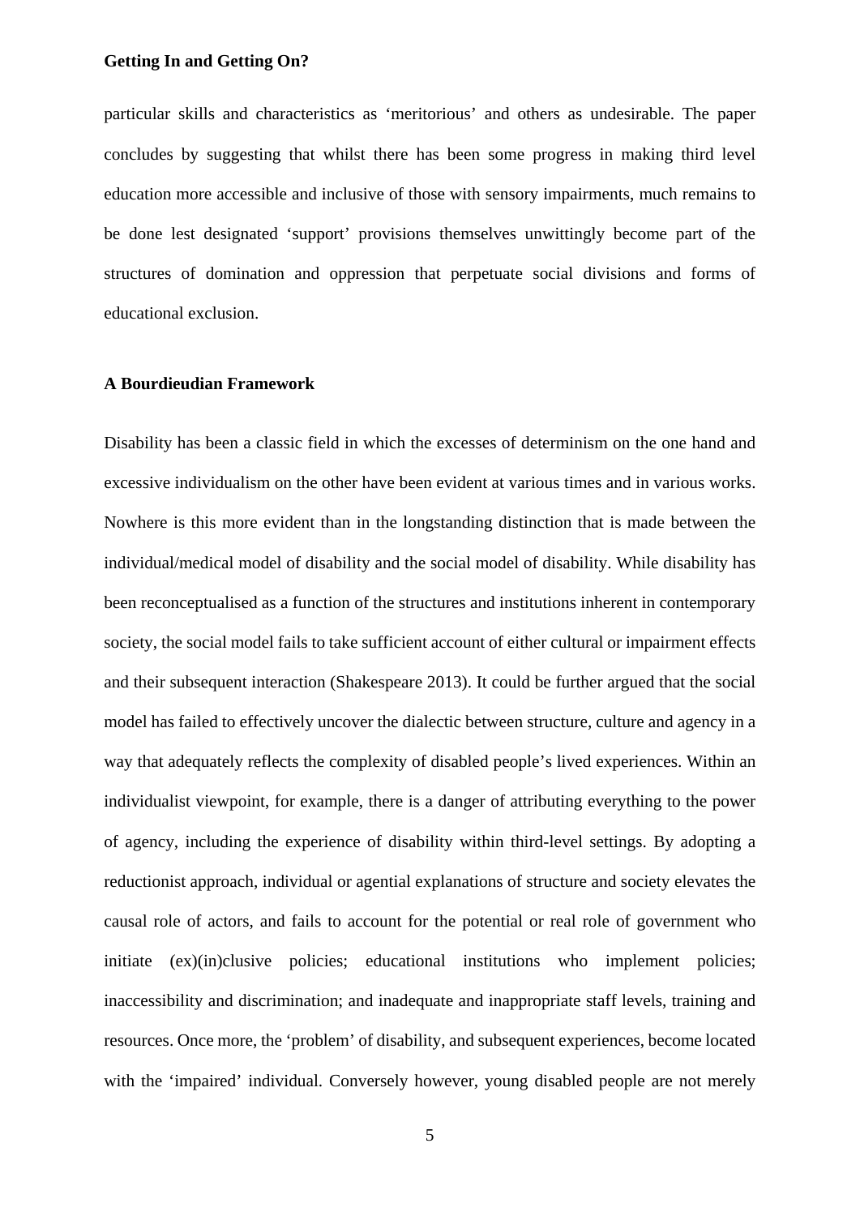particular skills and characteristics as 'meritorious' and others as undesirable. The paper concludes by suggesting that whilst there has been some progress in making third level education more accessible and inclusive of those with sensory impairments, much remains to be done lest designated 'support' provisions themselves unwittingly become part of the structures of domination and oppression that perpetuate social divisions and forms of educational exclusion.

## A Bourdieudian Framework

Disability has been a classic field in which the excesses of determinism on the one hand and excessive individualism on the other have been evident at various times and in various works. Nowhere is this more evident than in the longstanding distinction that is made between the individual/medical model of disability and the social model of disability. While disability has been reconceptualised as a function of the structures and institutions inherent in contemporary society, the social model fails to take sufficient account of either cultural or impairment effects and their subsequent interaction (Shakespeare 2013). It could be further argued that the social model has failed to effectively uncover the dialectic between structure, culture and agency in a way that adequately reflects the complexity of disabled people's lived experiences. Within an individualist viewpoint, for example, there is a danger of attributing everything to the power of agency, including the experience of disability within third-level settings. By adopting a reductionist approach, individual or agential explanations of structure and society elevates the causal role of actors, and fails to account for the potential or real role of government who initiate (ex)(in)clusive policies; educational institutions who implement policies; inaccessibility and discrimination; and inadequate and inappropriate staff levels, training and resources. Once more, the 'problem' of disability, and subsequent experiences, become located with the 'impaired' individual. Conversely however, young disabled people are not merely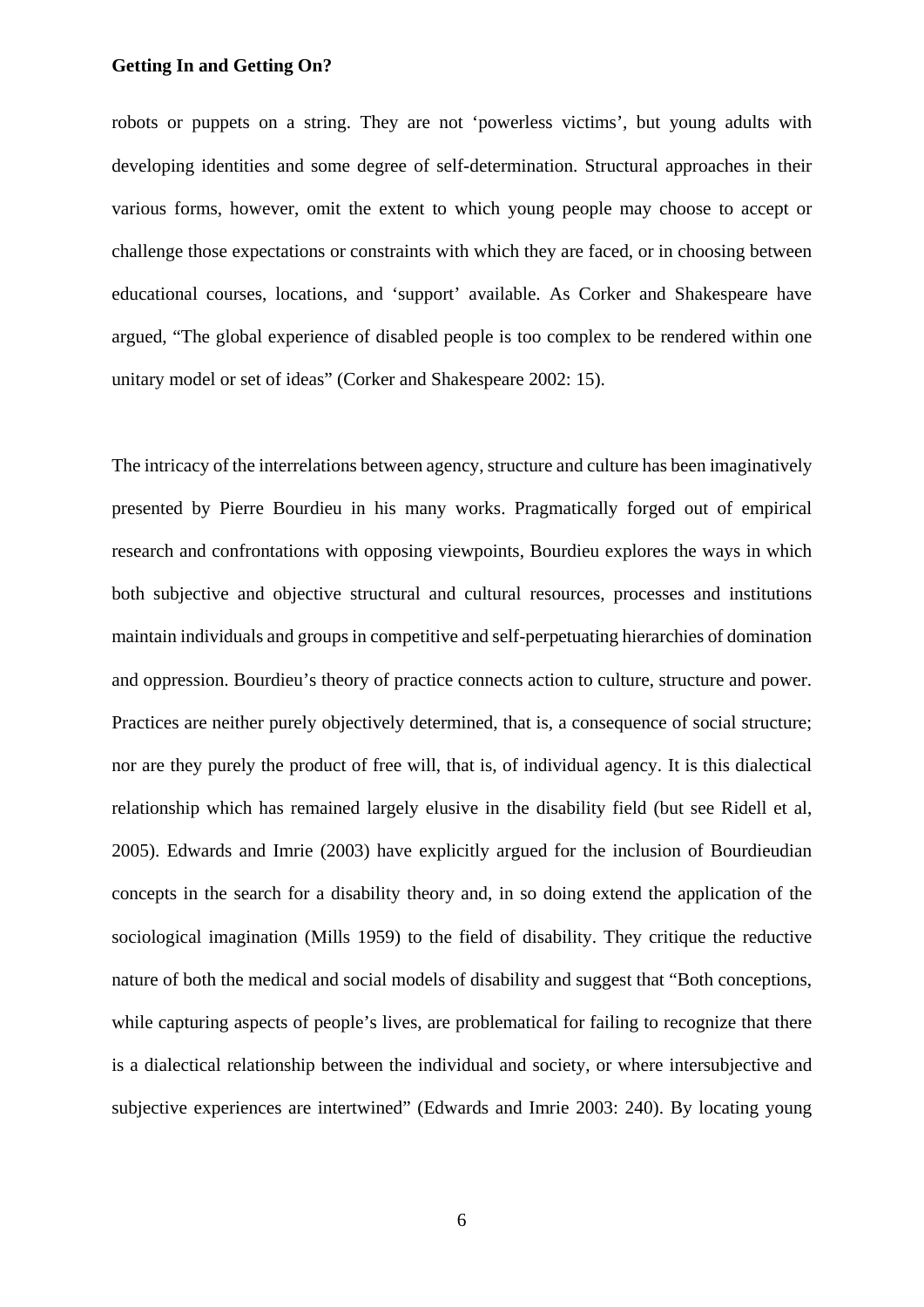robots or puppets on a string. They are not ‘powerless victims’, but young adults with developing identities and some degree of self-determination. Structural approaches in their various forms, however, omit the extent to which young people may choose to accept or challenge those expectations or constraints with which they are faced, or in choosing between educational courses, locations, and ‘support’ available. As Corker and Shakespeare have argued, “The global experience of disabled people is too complex to be rendered within one unitary model or set of ideas” (Corker and Shakespeare 2002: 15).

The intricacy of the interrelations between agency, structure and culture has been imaginatively presented by Pierre Bourdieu in his many works. Pragmatically forged out of empirical research and confrontations with opposing viewpoints, Bourdieu explores the ways in which both subjective and objective structural and cultural resources, processes and institutions maintain individuals and groups in competitive and self-perpetuating hierarchies of domination and oppression. Bourdieu’s theory of practice connects action to culture, structure and power. Practices are neither purely objectively determined, that is, a consequence of social structure; nor are they purely the product of free will, that is, of individual agency. It is this dialectical relationship which has remained largely elusive in the disability field (but see Ridell et al, 2005). Edwards and Imrie (2003) have explicitly argued for the inclusion of Bourdieudian concepts in the search for a disability theory and, in so doing extend the application of the sociological imagination (Mills 1959) to the field of disability. They critique the reductive nature of both the medical and social models of disability and suggest that “Both conceptions, while capturing aspects of people’s lives, are problematical for failing to recognize that there is a dialectical relationship between the individual and society, or where intersubjective and subjective experiences are intertwined” (Edwards and Imrie 2003: 240). By locating young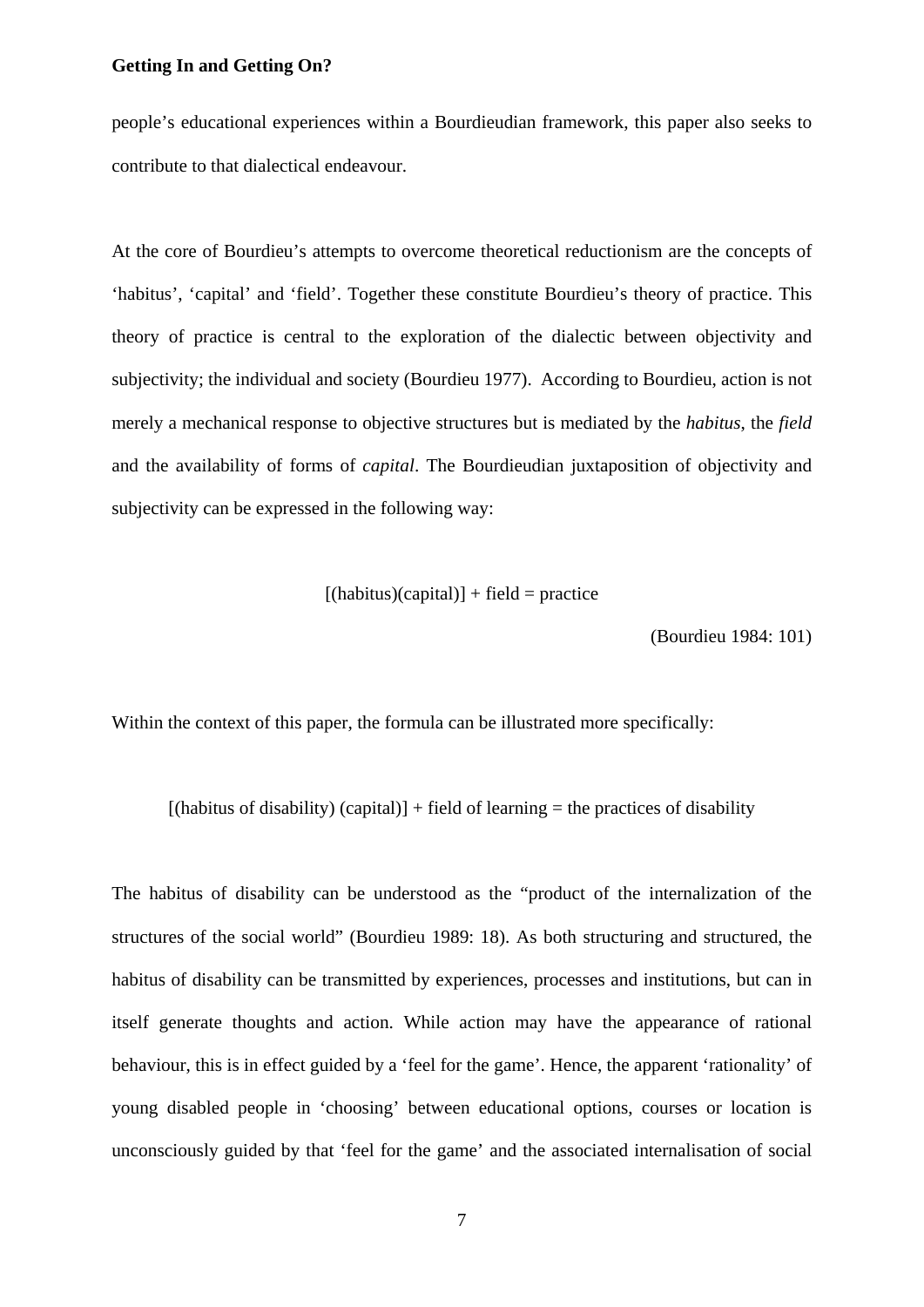people's educational experiences within a Bourdieudian framework, this paper also seeks to contribute to that dialectical endeavour.

At the core of Bourdieu's attempts to overcome theoretical reductionism are the concepts of 'habitus', 'capital' and 'field'. Together these constitute Bourdieu's theory of practice. This theory of practice is central to the exploration of the dialectic between objectivity and subjectivity; the individual and society (Bourdieu 1977). According to Bourdieu, action is not merely a mechanical response to objective structures but is mediated by the *habitus*, the *field* and the availability of forms of *capital*. The Bourdieudian juxtaposition of objectivity and subjectivity can be expressed in the following way:

[(habitus)(capital)] + field = practice

(Bourdieu 1984: 101)

Within the context of this paper, the formula can be illustrated more specifically:

[(habitus of disability) (capital)] + field of learning = the practices of disability

The habitus of disability can be understood as the "product of the internalization of the structures of the social world" (Bourdieu 1989: 18). As both structuring and structured, the habitus of disability can be transmitted by experiences, processes and institutions, but can in itself generate thoughts and action. While action may have the appearance of rational behaviour, this is in effect guided by a 'feel for the game'. Hence, the apparent 'rationality' of young disabled people in 'choosing' between educational options, courses or location is unconsciously guided by that 'feel for the game' and the associated internalisation of social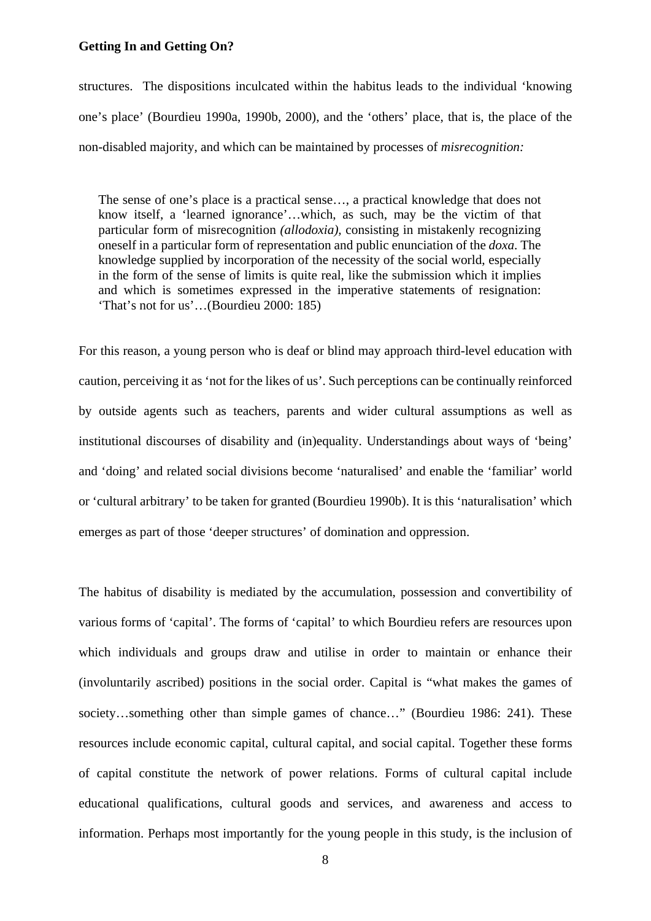structures. The dispositions inculcated within the habitus leads to the individual 'knowing one's place' (Bourdieu 1990a, 1990b, 2000), and the 'others' place, that is, the place of the non-disabled majority, and which can be maintained by processes of *misrecognition:*

> The sense of one's place is a practical sense…, a practical knowledge that does not know itself, a 'learned ignorance'…which, as such, may be the victim of that particular form of misrecognition *(allodoxia),* consisting in mistakenly recognizing oneself in a particular form of representation and public enunciation of the *doxa*. The knowledge supplied by incorporation of the necessity of the social world, especially in the form of the sense of limits is quite real, like the submission which it implies and which is sometimes expressed in the imperative statements of resignation: 'That's not for us'…(Bourdieu 2000: 185)

For this reason, a young person who is deaf or blind may approach third-level education with caution, perceiving it as 'not for the likes of us'. Such perceptions can be continually reinforced by outside agents such as teachers, parents and wider cultural assumptions as well as institutional discourses of disability and (in)equality. Understandings about ways of 'being' and 'doing' and related social divisions become 'naturalised' and enable the 'familiar' world or 'cultural arbitrary' to be taken for granted (Bourdieu 1990b). It is this 'naturalisation' which emerges as part of those 'deeper structures' of domination and oppression.

The habitus of disability is mediated by the accumulation, possession and convertibility of various forms of 'capital'. The forms of 'capital' to which Bourdieu refers are resources upon which individuals and groups draw and utilise in order to maintain or enhance their (involuntarily ascribed) positions in the social order. Capital is "what makes the games of society…something other than simple games of chance…" (Bourdieu 1986: 241). These resources include economic capital, cultural capital, and social capital. Together these forms of capital constitute the network of power relations. Forms of cultural capital include educational qualifications, cultural goods and services, and awareness and access to information. Perhaps most importantly for the young people in this study, is the inclusion of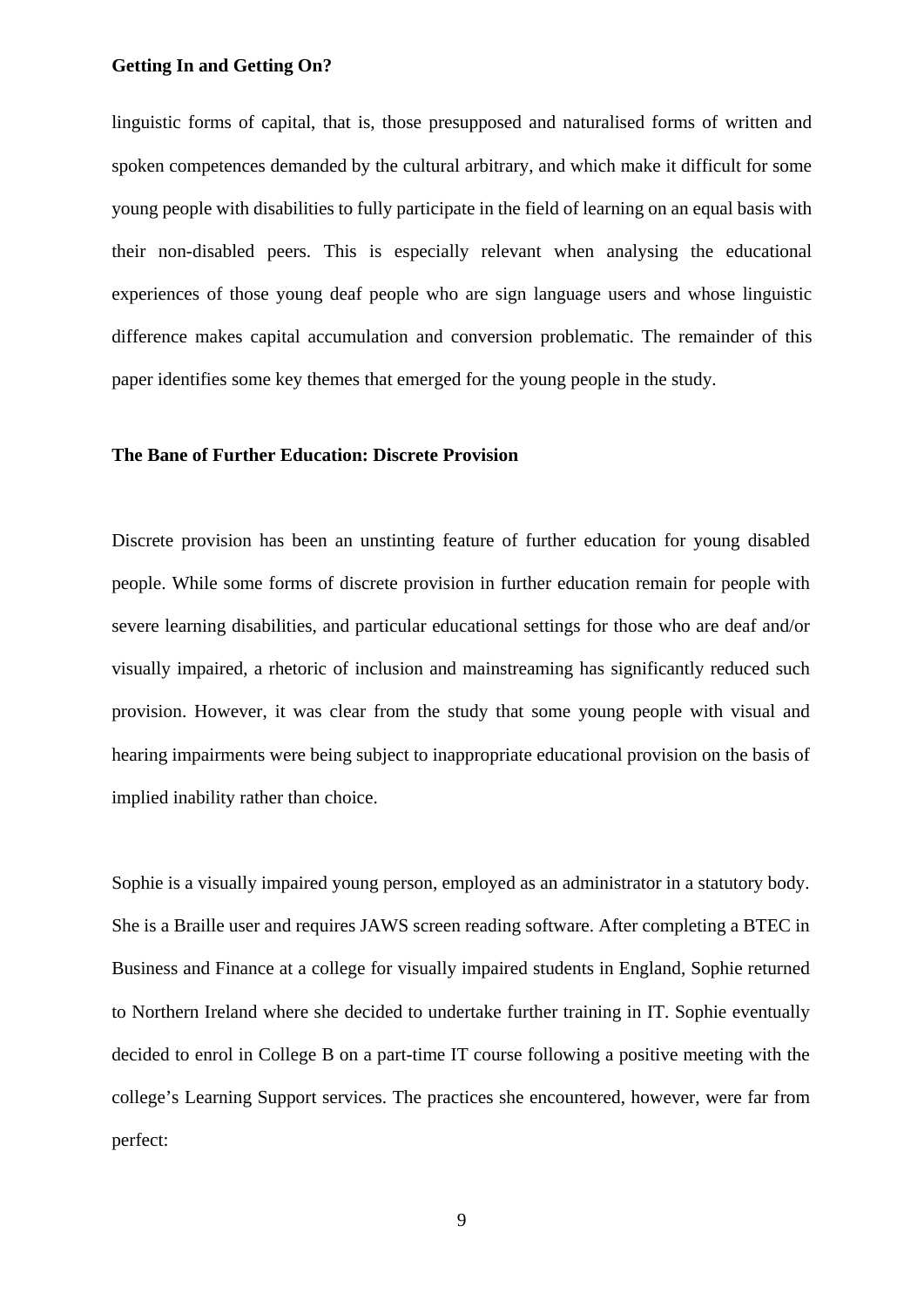linguistic forms of capital, that is, those presupposed and naturalised forms of written and spoken competences demanded by the cultural arbitrary, and which make it difficult for some young people with disabilities to fully participate in the field of learning on an equal basis with their non-disabled peers. This is especially relevant when analysing the educational experiences of those young deaf people who are sign language users and whose linguistic difference makes capital accumulation and conversion problematic. The remainder of this paper identifies some key themes that emerged for the young people in the study.

## The Bane of Further Education: Discrete Provision

Discrete provision has been an unstinting feature of further education for young disabled people. While some forms of discrete provision in further education remain for people with severe learning disabilities, and particular educational settings for those who are deaf and/or visually impaired, a rhetoric of inclusion and mainstreaming has significantly reduced such provision. However, it was clear from the study that some young people with visual and hearing impairments were being subject to inappropriate educational provision on the basis of implied inability rather than choice.

Sophie is a visually impaired young person, employed as an administrator in a statutory body. She is a Braille user and requires JAWS screen reading software. After completing a BTEC in Business and Finance at a college for visually impaired students in England, Sophie returned to Northern Ireland where she decided to undertake further training in IT. Sophie eventually decided to enrol in College B on a part-time IT course following a positive meeting with the college's Learning Support services. The practices she encountered, however, were far from perfect: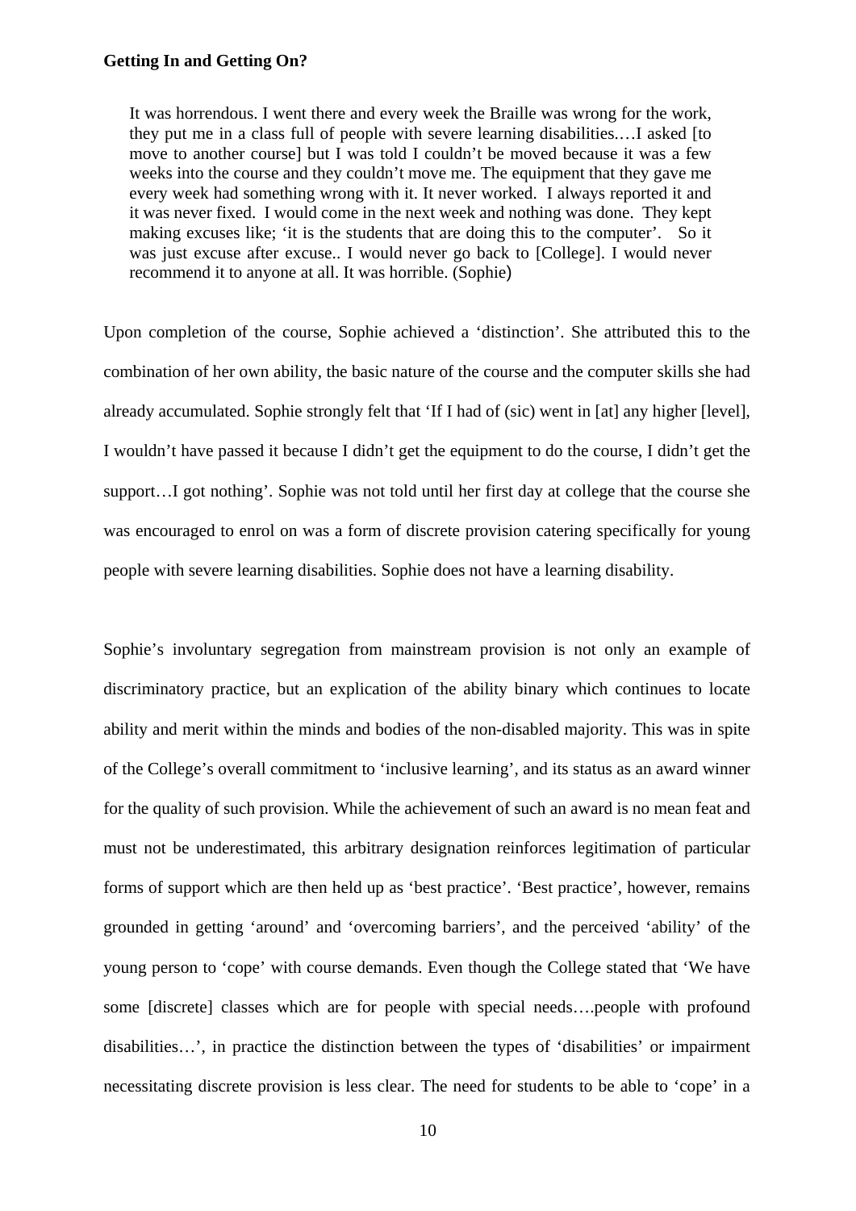> It was horrendous. I went there and every week the Braille was wrong for the work, they put me in a class full of people with severe learning disabilities.…I asked [to move to another course] but I was told I couldn't be moved because it was a few weeks into the course and they couldn't move me. The equipment that they gave me every week had something wrong with it. It never worked. I always reported it and it was never fixed. I would come in the next week and nothing was done. They kept making excuses like; 'it is the students that are doing this to the computer'. So it was just excuse after excuse.. I would never go back to [College]. I would never recommend it to anyone at all. It was horrible. (Sophie)

Upon completion of the course, Sophie achieved a 'distinction'. She attributed this to the combination of her own ability, the basic nature of the course and the computer skills she had already accumulated. Sophie strongly felt that 'If I had of (sic) went in [at] any higher [level], I wouldn't have passed it because I didn't get the equipment to do the course, I didn't get the support…I got nothing'. Sophie was not told until her first day at college that the course she was encouraged to enrol on was a form of discrete provision catering specifically for young people with severe learning disabilities. Sophie does not have a learning disability.

Sophie's involuntary segregation from mainstream provision is not only an example of discriminatory practice, but an explication of the ability binary which continues to locate ability and merit within the minds and bodies of the non-disabled majority. This was in spite of the College's overall commitment to 'inclusive learning', and its status as an award winner for the quality of such provision. While the achievement of such an award is no mean feat and must not be underestimated, this arbitrary designation reinforces legitimation of particular forms of support which are then held up as 'best practice'. 'Best practice', however, remains grounded in getting 'around' and 'overcoming barriers', and the perceived 'ability' of the young person to 'cope' with course demands. Even though the College stated that 'We have some [discrete] classes which are for people with special needs….people with profound disabilities…', in practice the distinction between the types of 'disabilities' or impairment necessitating discrete provision is less clear. The need for students to be able to 'cope' in a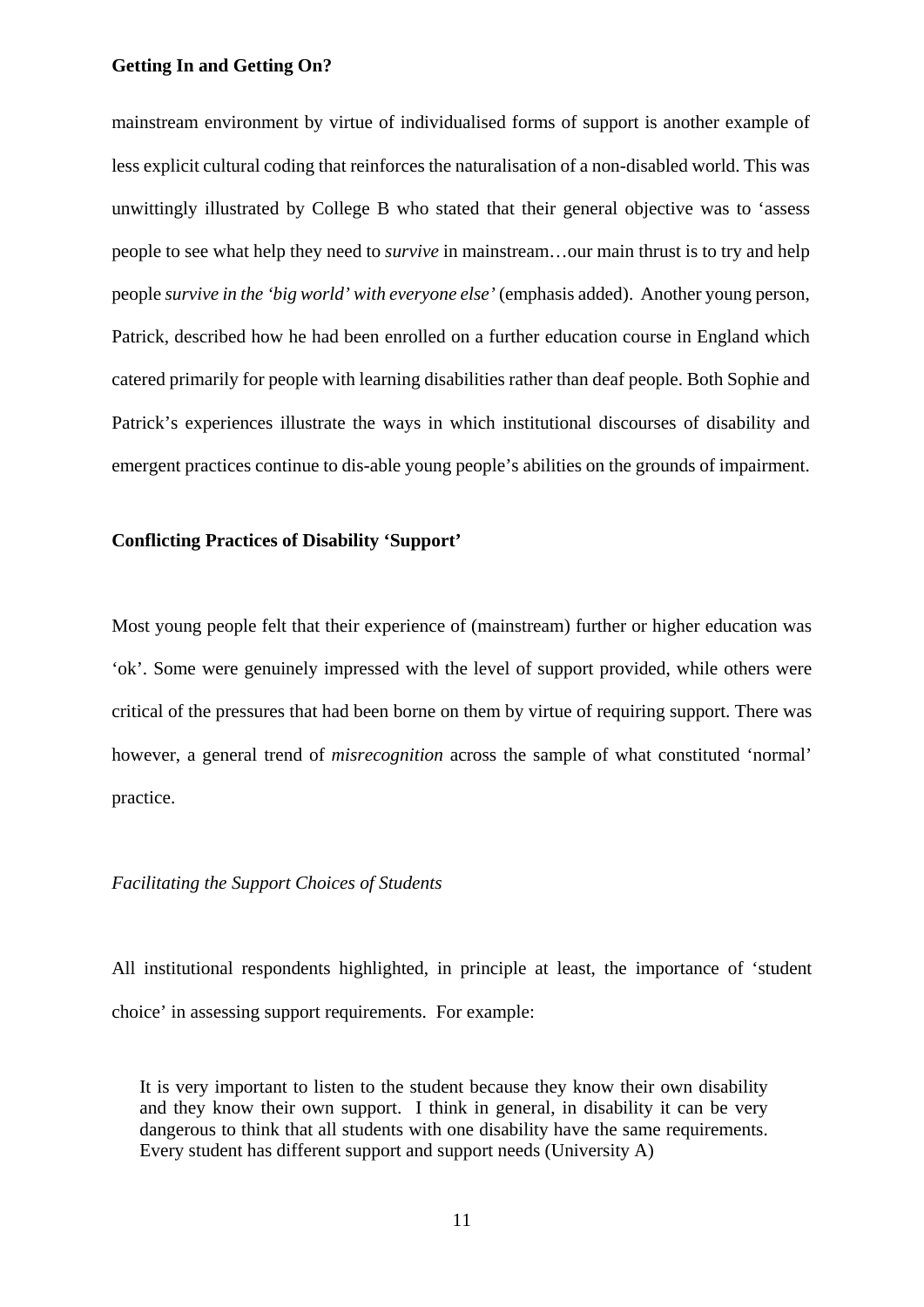mainstream environment by virtue of individualised forms of support is another example of less explicit cultural coding that reinforces the naturalisation of a non-disabled world. This was unwittingly illustrated by College B who stated that their general objective was to 'assess people to see what help they need to *survive* in mainstream…our main thrust is to try and help people *survive in the 'big world' with everyone else'* (emphasis added). Another young person, Patrick, described how he had been enrolled on a further education course in England which catered primarily for people with learning disabilities rather than deaf people. Both Sophie and Patrick's experiences illustrate the ways in which institutional discourses of disability and emergent practices continue to dis-able young people's abilities on the grounds of impairment.

## Conflicting Practices of Disability 'Support'

Most young people felt that their experience of (mainstream) further or higher education was 'ok'. Some were genuinely impressed with the level of support provided, while others were critical of the pressures that had been borne on them by virtue of requiring support. There was however, a general trend of *misrecognition* across the sample of what constituted 'normal' practice.

### *Facilitating the Support Choices of Students*

All institutional respondents highlighted, in principle at least, the importance of 'student choice' in assessing support requirements. For example:

> It is very important to listen to the student because they know their own disability and they know their own support. I think in general, in disability it can be very dangerous to think that all students with one disability have the same requirements. Every student has different support and support needs (University A)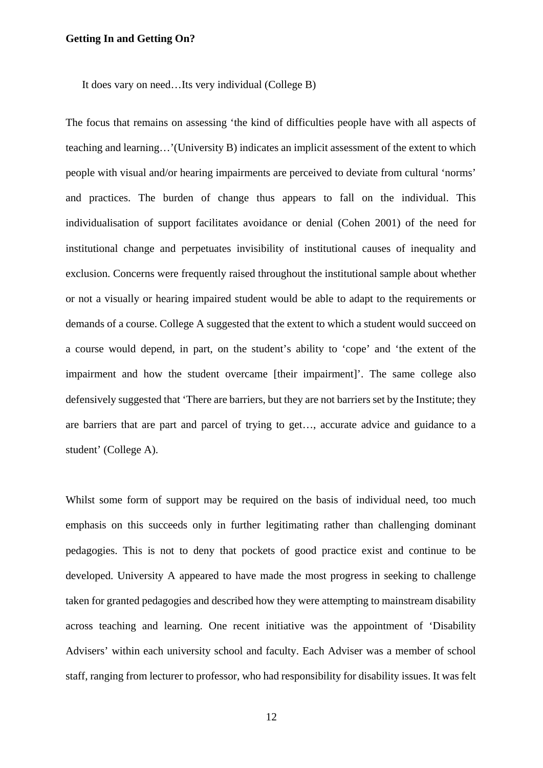It does vary on need…Its very individual (College B)

The focus that remains on assessing 'the kind of difficulties people have with all aspects of teaching and learning…'(University B) indicates an implicit assessment of the extent to which people with visual and/or hearing impairments are perceived to deviate from cultural 'norms' and practices. The burden of change thus appears to fall on the individual. This individualisation of support facilitates avoidance or denial (Cohen 2001) of the need for institutional change and perpetuates invisibility of institutional causes of inequality and exclusion. Concerns were frequently raised throughout the institutional sample about whether or not a visually or hearing impaired student would be able to adapt to the requirements or demands of a course. College A suggested that the extent to which a student would succeed on a course would depend, in part, on the student's ability to 'cope' and 'the extent of the impairment and how the student overcame [their impairment]'. The same college also defensively suggested that 'There are barriers, but they are not barriers set by the Institute; they are barriers that are part and parcel of trying to get…, accurate advice and guidance to a student' (College A).

Whilst some form of support may be required on the basis of individual need, too much emphasis on this succeeds only in further legitimating rather than challenging dominant pedagogies. This is not to deny that pockets of good practice exist and continue to be developed. University A appeared to have made the most progress in seeking to challenge taken for granted pedagogies and described how they were attempting to mainstream disability across teaching and learning. One recent initiative was the appointment of 'Disability Advisers' within each university school and faculty. Each Adviser was a member of school staff, ranging from lecturer to professor, who had responsibility for disability issues. It was felt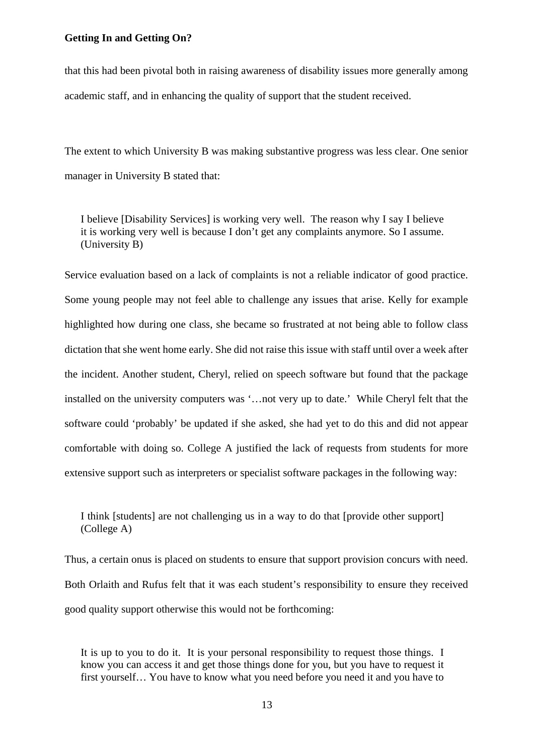that this had been pivotal both in raising awareness of disability issues more generally among academic staff, and in enhancing the quality of support that the student received.

The extent to which University B was making substantive progress was less clear. One senior manager in University B stated that:

> I believe [Disability Services] is working very well. The reason why I say I believe it is working very well is because I don't get any complaints anymore. So I assume. (University B)

Service evaluation based on a lack of complaints is not a reliable indicator of good practice. Some young people may not feel able to challenge any issues that arise. Kelly for example highlighted how during one class, she became so frustrated at not being able to follow class dictation that she went home early. She did not raise this issue with staff until over a week after the incident. Another student, Cheryl, relied on speech software but found that the package installed on the university computers was '…not very up to date.' While Cheryl felt that the software could 'probably' be updated if she asked, she had yet to do this and did not appear comfortable with doing so. College A justified the lack of requests from students for more extensive support such as interpreters or specialist software packages in the following way:

> I think [students] are not challenging us in a way to do that [provide other support] (College A)

Thus, a certain onus is placed on students to ensure that support provision concurs with need. Both Orlaith and Rufus felt that it was each student's responsibility to ensure they received good quality support otherwise this would not be forthcoming:

> It is up to you to do it. It is your personal responsibility to request those things. I know you can access it and get those things done for you, but you have to request it first yourself… You have to know what you need before you need it and you have to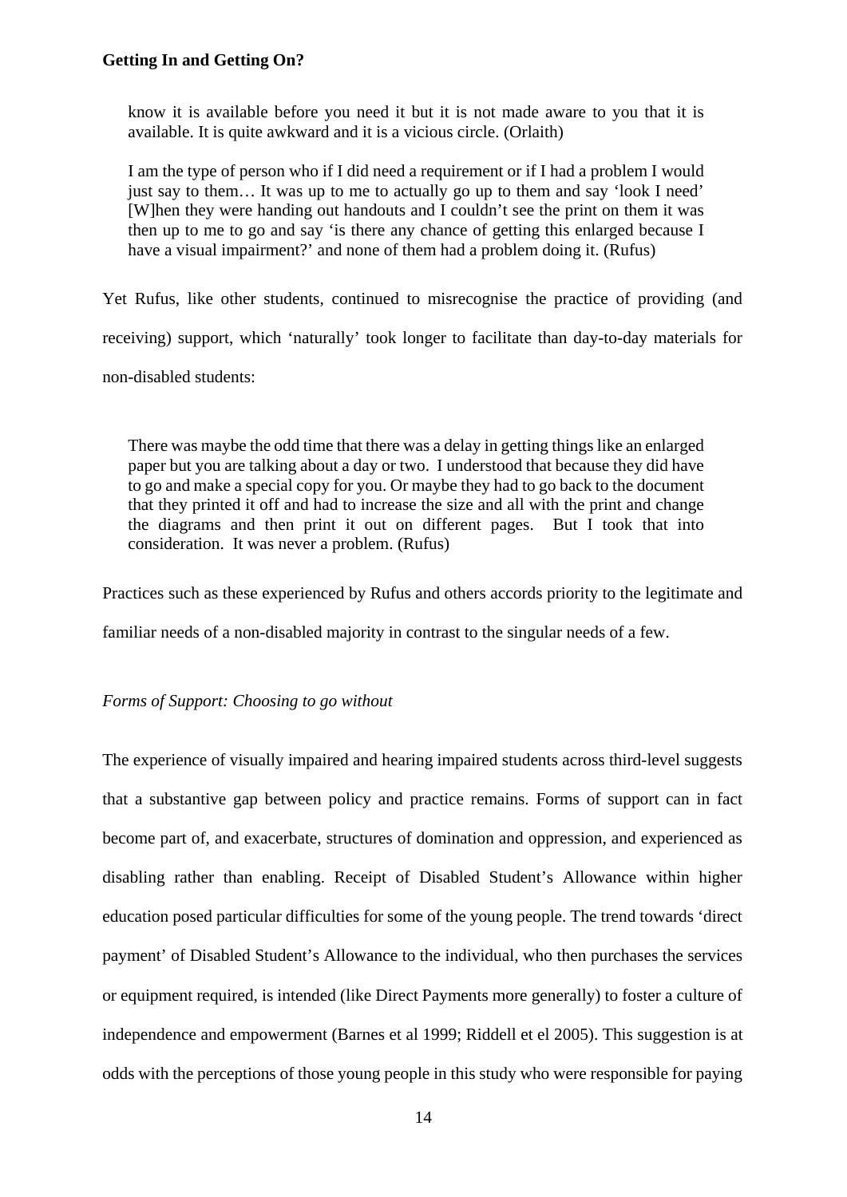> know it is available before you need it but it is not made aware to you that it is available. It is quite awkward and it is a vicious circle. (Orlaith)

> I am the type of person who if I did need a requirement or if I had a problem I would just say to them… It was up to me to actually go up to them and say 'look I need' [W]hen they were handing out handouts and I couldn't see the print on them it was then up to me to go and say 'is there any chance of getting this enlarged because I have a visual impairment?' and none of them had a problem doing it. (Rufus)

Yet Rufus, like other students, continued to misrecognise the practice of providing (and receiving) support, which 'naturally' took longer to facilitate than day-to-day materials for non-disabled students:

> There was maybe the odd time that there was a delay in getting things like an enlarged paper but you are talking about a day or two. I understood that because they did have to go and make a special copy for you. Or maybe they had to go back to the document that they printed it off and had to increase the size and all with the print and change the diagrams and then print it out on different pages. But I took that into consideration. It was never a problem. (Rufus)

Practices such as these experienced by Rufus and others accords priority to the legitimate and familiar needs of a non-disabled majority in contrast to the singular needs of a few.

*Forms of Support: Choosing to go without*

The experience of visually impaired and hearing impaired students across third-level suggests that a substantive gap between policy and practice remains. Forms of support can in fact become part of, and exacerbate, structures of domination and oppression, and experienced as disabling rather than enabling. Receipt of Disabled Student's Allowance within higher education posed particular difficulties for some of the young people. The trend towards 'direct payment' of Disabled Student's Allowance to the individual, who then purchases the services or equipment required, is intended (like Direct Payments more generally) to foster a culture of independence and empowerment (Barnes et al 1999; Riddell et el 2005). This suggestion is at odds with the perceptions of those young people in this study who were responsible for paying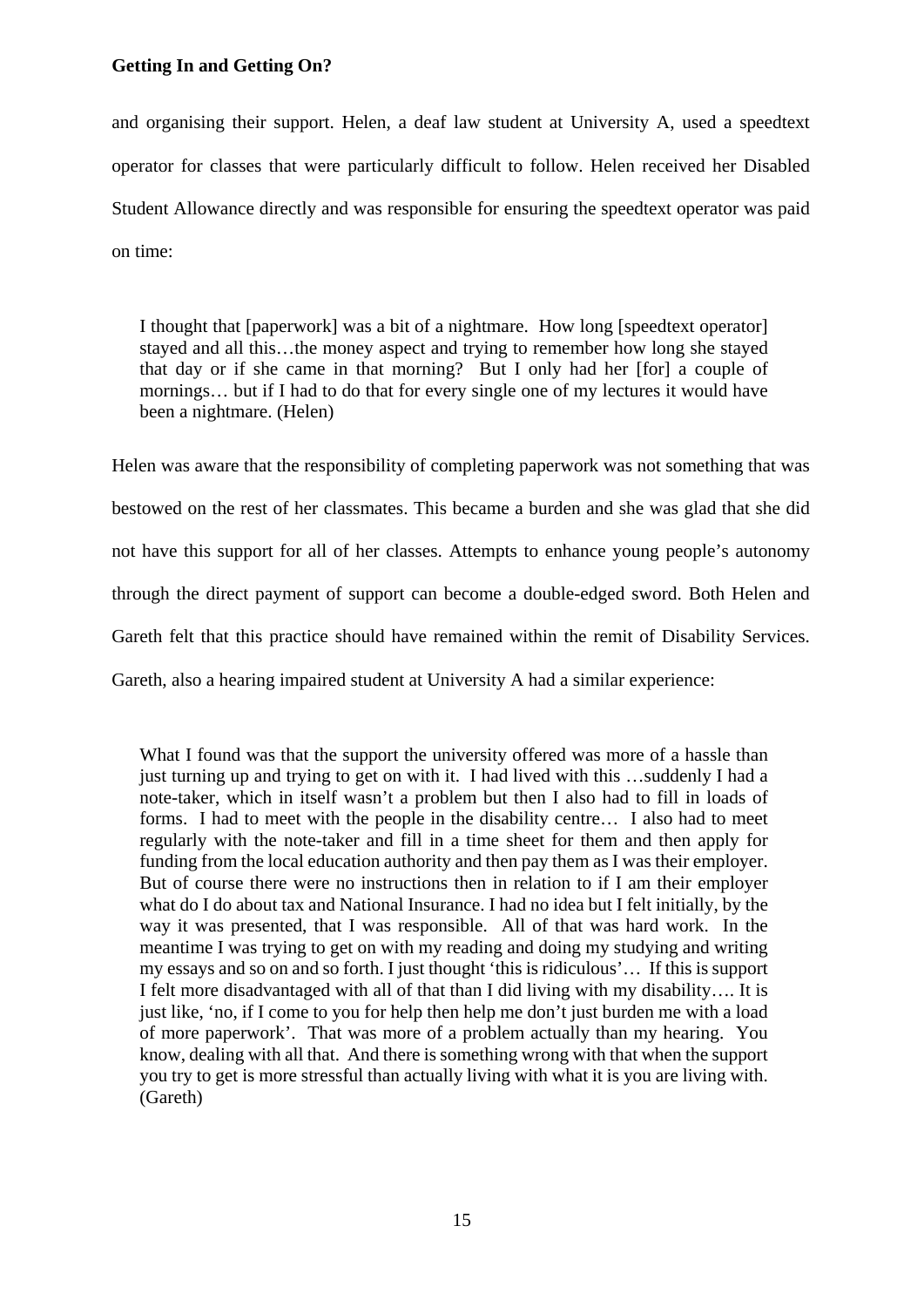and organising their support. Helen, a deaf law student at University A, used a speedtext operator for classes that were particularly difficult to follow. Helen received her Disabled Student Allowance directly and was responsible for ensuring the speedtext operator was paid on time:

> I thought that [paperwork] was a bit of a nightmare. How long [speedtext operator] stayed and all this…the money aspect and trying to remember how long she stayed that day or if she came in that morning? But I only had her [for] a couple of mornings… but if I had to do that for every single one of my lectures it would have been a nightmare. (Helen)

Helen was aware that the responsibility of completing paperwork was not something that was bestowed on the rest of her classmates. This became a burden and she was glad that she did not have this support for all of her classes. Attempts to enhance young people's autonomy through the direct payment of support can become a double-edged sword. Both Helen and Gareth felt that this practice should have remained within the remit of Disability Services. Gareth, also a hearing impaired student at University A had a similar experience:

> What I found was that the support the university offered was more of a hassle than just turning up and trying to get on with it. I had lived with this …suddenly I had a note-taker, which in itself wasn't a problem but then I also had to fill in loads of forms. I had to meet with the people in the disability centre… I also had to meet regularly with the note-taker and fill in a time sheet for them and then apply for funding from the local education authority and then pay them as I was their employer. But of course there were no instructions then in relation to if I am their employer what do I do about tax and National Insurance. I had no idea but I felt initially, by the way it was presented, that I was responsible. All of that was hard work. In the meantime I was trying to get on with my reading and doing my studying and writing my essays and so on and so forth. I just thought 'this is ridiculous'… If this is support I felt more disadvantaged with all of that than I did living with my disability…. It is just like, 'no, if I come to you for help then help me don't just burden me with a load of more paperwork'. That was more of a problem actually than my hearing. You know, dealing with all that. And there is something wrong with that when the support you try to get is more stressful than actually living with what it is you are living with. (Gareth)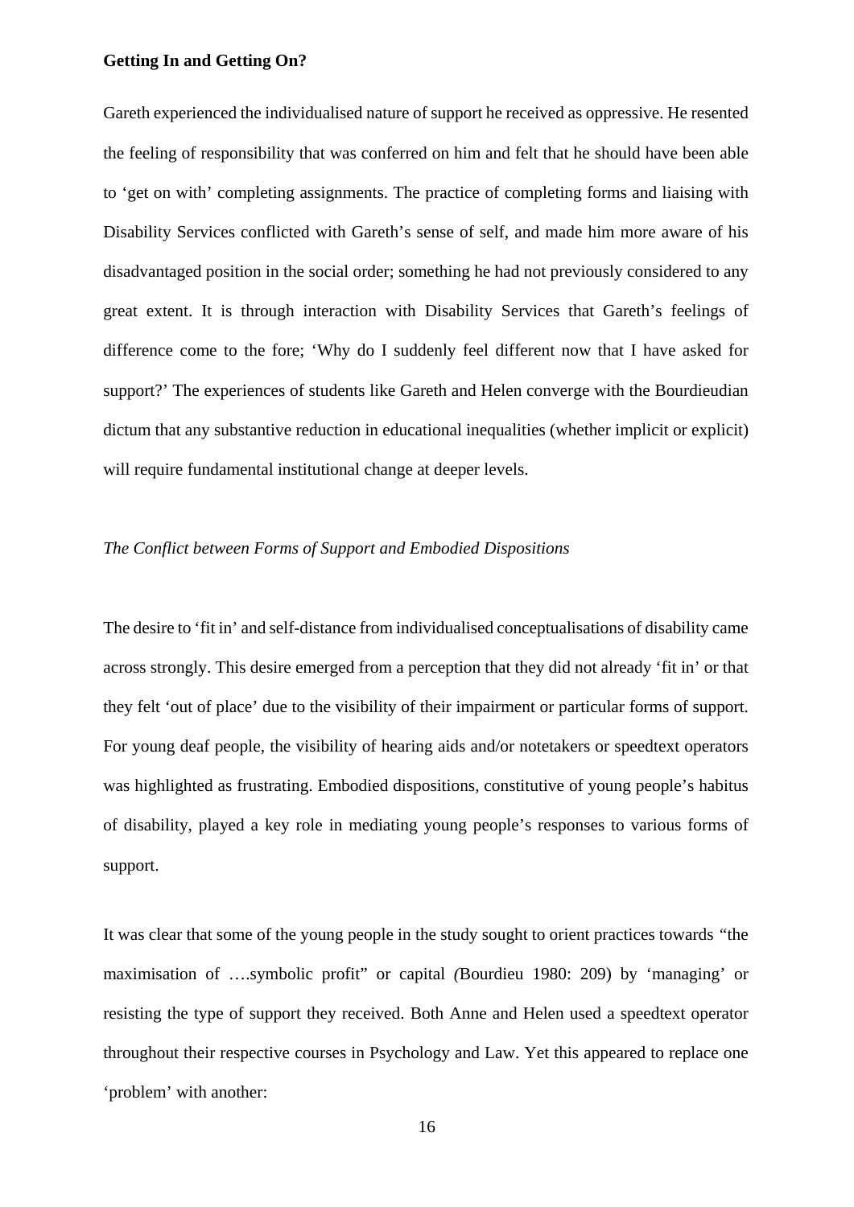**Getting In and Getting On?**

Gareth experienced the individualised nature of support he received as oppressive. He resented the feeling of responsibility that was conferred on him and felt that he should have been able to 'get on with' completing assignments. The practice of completing forms and liaising with Disability Services conflicted with Gareth's sense of self, and made him more aware of his disadvantaged position in the social order; something he had not previously considered to any great extent. It is through interaction with Disability Services that Gareth's feelings of difference come to the fore; 'Why do I suddenly feel different now that I have asked for support?' The experiences of students like Gareth and Helen converge with the Bourdieudian dictum that any substantive reduction in educational inequalities (whether implicit or explicit) will require fundamental institutional change at deeper levels.

*The Conflict between Forms of Support and Embodied Dispositions*

The desire to 'fit in' and self-distance from individualised conceptualisations of disability came across strongly. This desire emerged from a perception that they did not already 'fit in' or that they felt 'out of place' due to the visibility of their impairment or particular forms of support. For young deaf people, the visibility of hearing aids and/or notetakers or speedtext operators was highlighted as frustrating. Embodied dispositions, constitutive of young people's habitus of disability, played a key role in mediating young people's responses to various forms of support.

It was clear that some of the young people in the study sought to orient practices towards "the maximisation of ….symbolic profit" or capital *(*Bourdieu 1980: 209) by 'managing' or resisting the type of support they received. Both Anne and Helen used a speedtext operator throughout their respective courses in Psychology and Law. Yet this appeared to replace one 'problem' with another: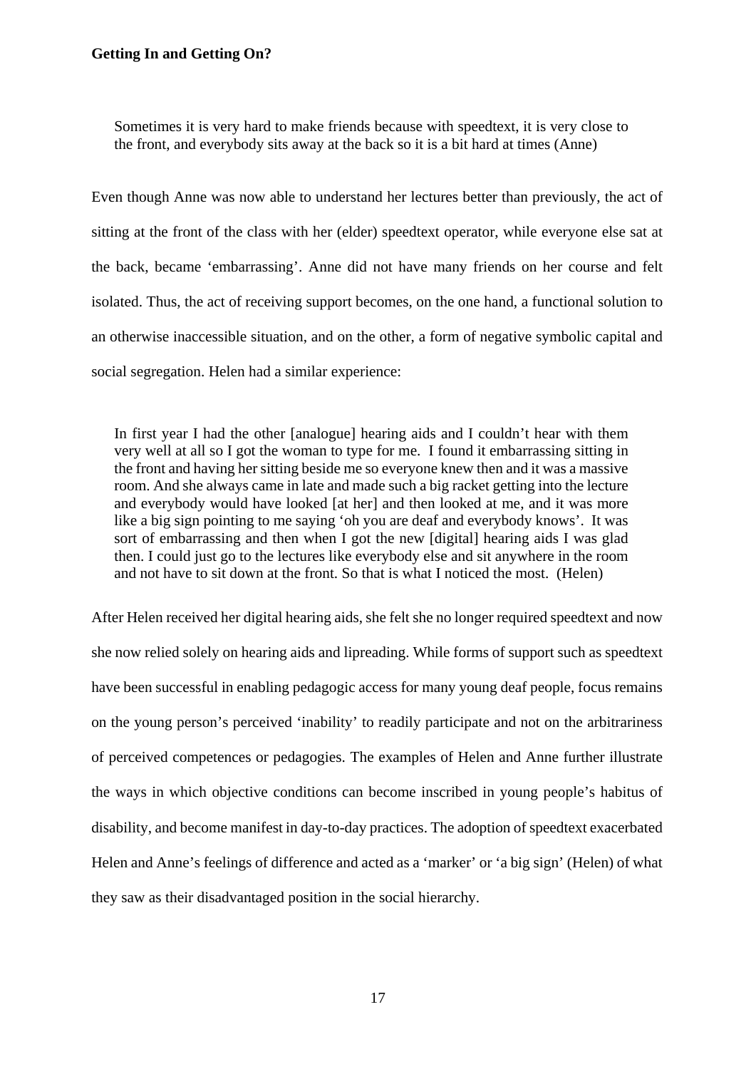> Sometimes it is very hard to make friends because with speedtext, it is very close to the front, and everybody sits away at the back so it is a bit hard at times (Anne)

Even though Anne was now able to understand her lectures better than previously, the act of sitting at the front of the class with her (elder) speedtext operator, while everyone else sat at the back, became 'embarrassing'. Anne did not have many friends on her course and felt isolated. Thus, the act of receiving support becomes, on the one hand, a functional solution to an otherwise inaccessible situation, and on the other, a form of negative symbolic capital and social segregation. Helen had a similar experience:

> In first year I had the other [analogue] hearing aids and I couldn't hear with them very well at all so I got the woman to type for me. I found it embarrassing sitting in the front and having her sitting beside me so everyone knew then and it was a massive room. And she always came in late and made such a big racket getting into the lecture and everybody would have looked [at her] and then looked at me, and it was more like a big sign pointing to me saying 'oh you are deaf and everybody knows'. It was sort of embarrassing and then when I got the new [digital] hearing aids I was glad then. I could just go to the lectures like everybody else and sit anywhere in the room and not have to sit down at the front. So that is what I noticed the most. (Helen)

After Helen received her digital hearing aids, she felt she no longer required speedtext and now she now relied solely on hearing aids and lipreading. While forms of support such as speedtext have been successful in enabling pedagogic access for many young deaf people, focus remains on the young person's perceived 'inability' to readily participate and not on the arbitrariness of perceived competences or pedagogies. The examples of Helen and Anne further illustrate the ways in which objective conditions can become inscribed in young people's habitus of disability, and become manifest in day-to-day practices. The adoption of speedtext exacerbated Helen and Anne's feelings of difference and acted as a 'marker' or 'a big sign' (Helen) of what they saw as their disadvantaged position in the social hierarchy.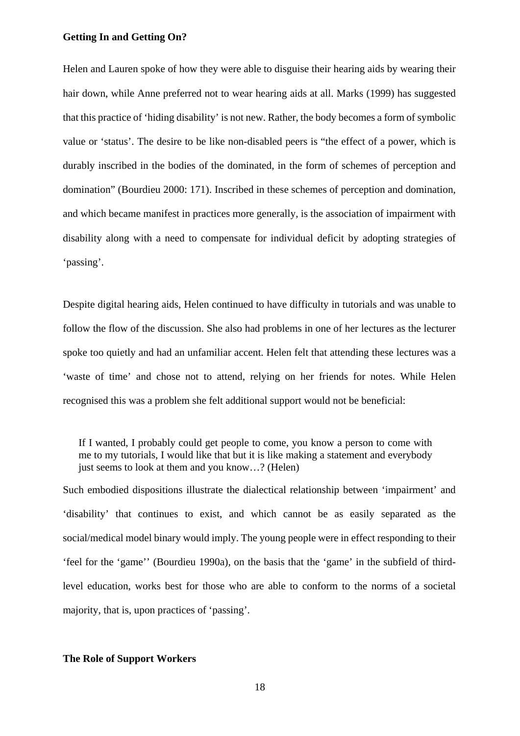### Getting In and Getting On?

Helen and Lauren spoke of how they were able to disguise their hearing aids by wearing their hair down, while Anne preferred not to wear hearing aids at all. Marks (1999) has suggested that this practice of 'hiding disability' is not new. Rather, the body becomes a form of symbolic value or 'status'. The desire to be like non-disabled peers is "the effect of a power, which is durably inscribed in the bodies of the dominated, in the form of schemes of perception and domination" (Bourdieu 2000: 171). Inscribed in these schemes of perception and domination, and which became manifest in practices more generally, is the association of impairment with disability along with a need to compensate for individual deficit by adopting strategies of 'passing'.

Despite digital hearing aids, Helen continued to have difficulty in tutorials and was unable to follow the flow of the discussion. She also had problems in one of her lectures as the lecturer spoke too quietly and had an unfamiliar accent. Helen felt that attending these lectures was a 'waste of time' and chose not to attend, relying on her friends for notes. While Helen recognised this was a problem she felt additional support would not be beneficial:

> If I wanted, I probably could get people to come, you know a person to come with me to my tutorials, I would like that but it is like making a statement and everybody just seems to look at them and you know…? (Helen)

Such embodied dispositions illustrate the dialectical relationship between 'impairment' and 'disability' that continues to exist, and which cannot be as easily separated as the social/medical model binary would imply. The young people were in effect responding to their 'feel for the 'game'' (Bourdieu 1990a), on the basis that the 'game' in the subfield of third-level education, works best for those who are able to conform to the norms of a societal majority, that is, upon practices of 'passing'.

### The Role of Support Workers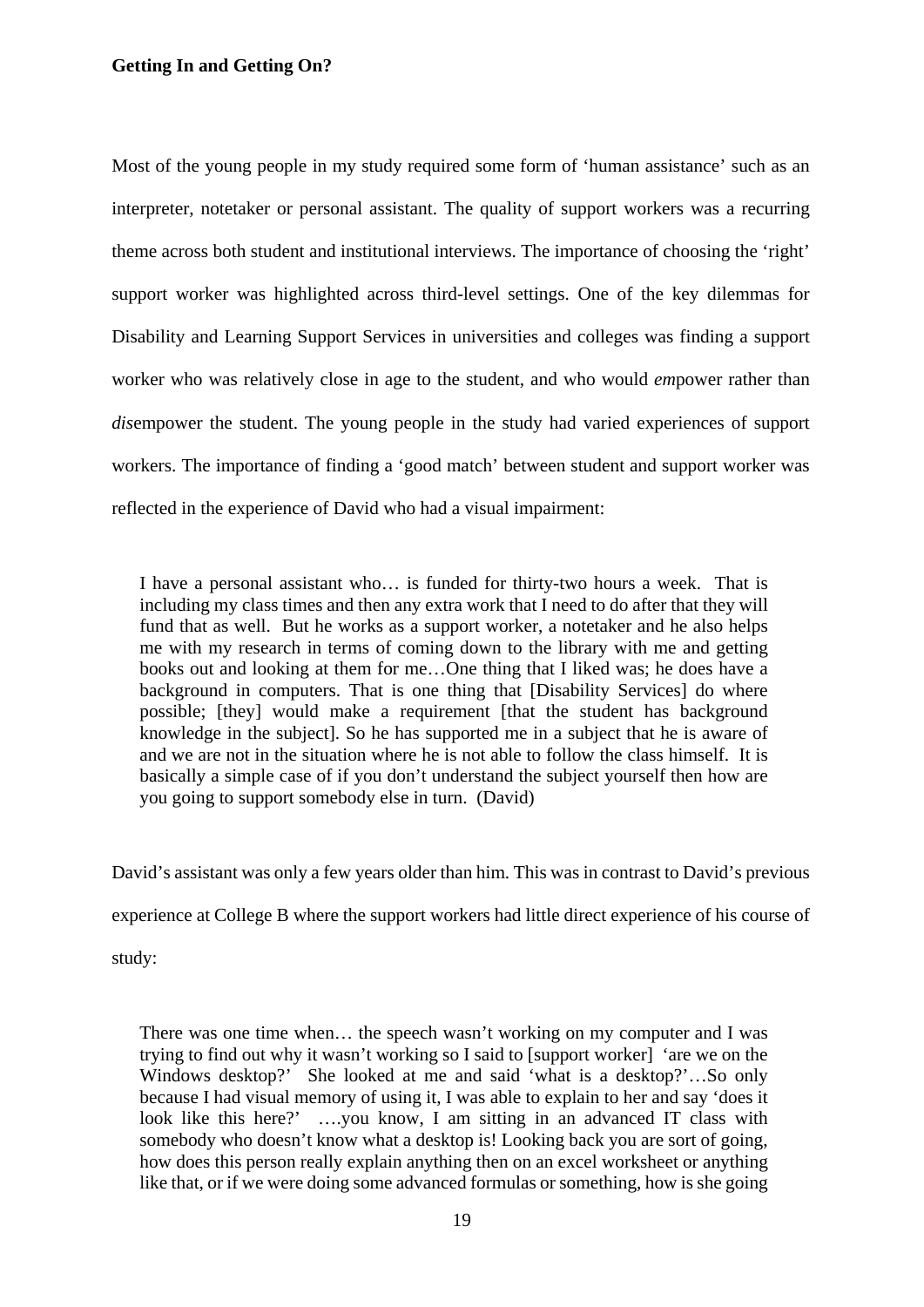Most of the young people in my study required some form of 'human assistance' such as an interpreter, notetaker or personal assistant. The quality of support workers was a recurring theme across both student and institutional interviews. The importance of choosing the 'right' support worker was highlighted across third-level settings. One of the key dilemmas for Disability and Learning Support Services in universities and colleges was finding a support worker who was relatively close in age to the student, and who would *em*power rather than *dis*empower the student. The young people in the study had varied experiences of support workers. The importance of finding a 'good match' between student and support worker was reflected in the experience of David who had a visual impairment:

> I have a personal assistant who… is funded for thirty-two hours a week. That is including my class times and then any extra work that I need to do after that they will fund that as well. But he works as a support worker, a notetaker and he also helps me with my research in terms of coming down to the library with me and getting books out and looking at them for me…One thing that I liked was; he does have a background in computers. That is one thing that [Disability Services] do where possible; [they] would make a requirement [that the student has background knowledge in the subject]. So he has supported me in a subject that he is aware of and we are not in the situation where he is not able to follow the class himself. It is basically a simple case of if you don't understand the subject yourself then how are you going to support somebody else in turn. (David)

David's assistant was only a few years older than him. This was in contrast to David's previous experience at College B where the support workers had little direct experience of his course of study:

> There was one time when… the speech wasn't working on my computer and I was trying to find out why it wasn't working so I said to [support worker] 'are we on the Windows desktop?' She looked at me and said 'what is a desktop?'…So only because I had visual memory of using it, I was able to explain to her and say 'does it look like this here?' ….you know, I am sitting in an advanced IT class with somebody who doesn't know what a desktop is! Looking back you are sort of going, how does this person really explain anything then on an excel worksheet or anything like that, or if we were doing some advanced formulas or something, how is she going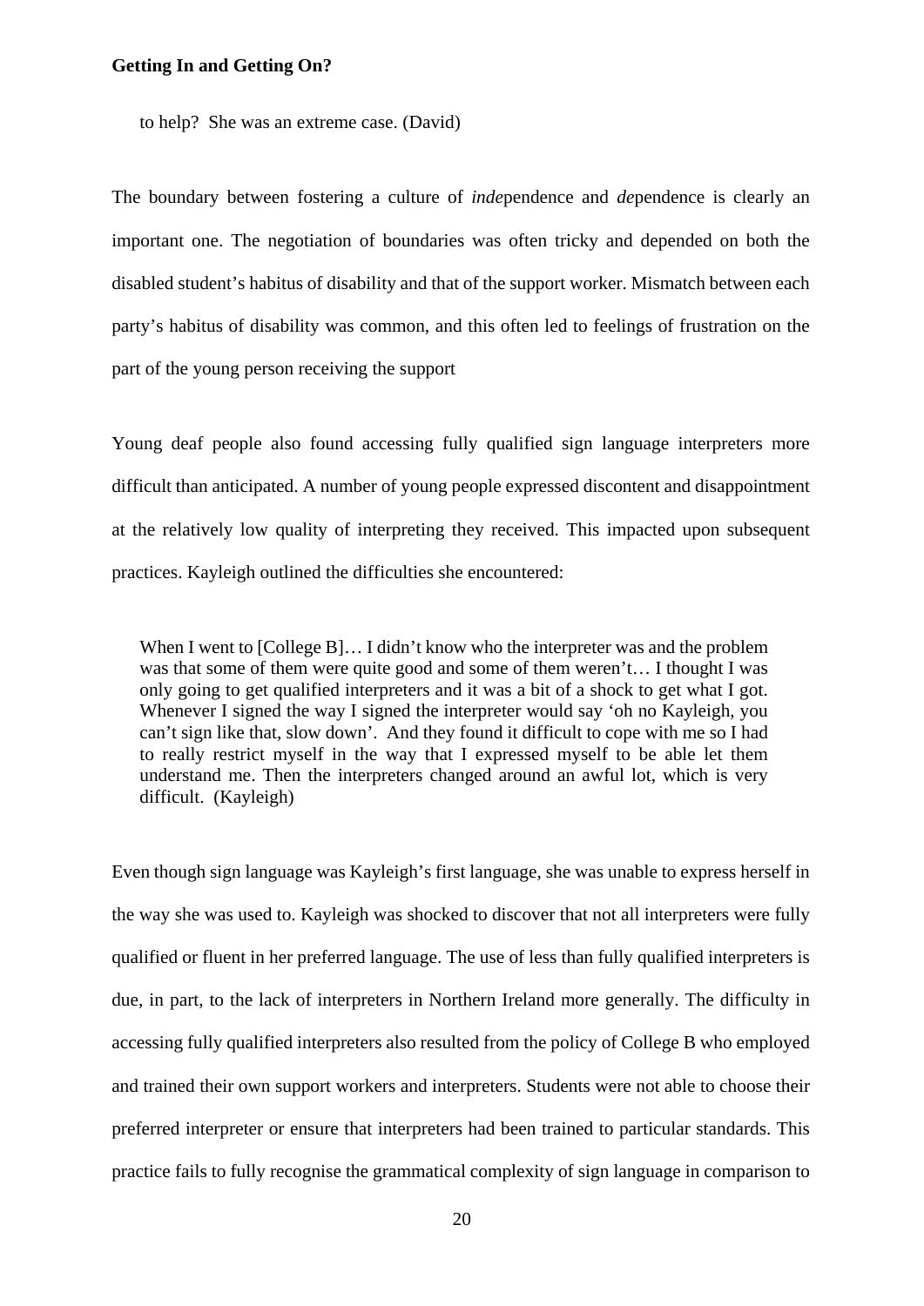to help? She was an extreme case. (David)

The boundary between fostering a culture of *inde*pendence and *de*pendence is clearly an important one. The negotiation of boundaries was often tricky and depended on both the disabled student's habitus of disability and that of the support worker. Mismatch between each party's habitus of disability was common, and this often led to feelings of frustration on the part of the young person receiving the support

Young deaf people also found accessing fully qualified sign language interpreters more difficult than anticipated. A number of young people expressed discontent and disappointment at the relatively low quality of interpreting they received. This impacted upon subsequent practices. Kayleigh outlined the difficulties she encountered:

> When I went to [College B]… I didn't know who the interpreter was and the problem was that some of them were quite good and some of them weren't… I thought I was only going to get qualified interpreters and it was a bit of a shock to get what I got. Whenever I signed the way I signed the interpreter would say 'oh no Kayleigh, you can't sign like that, slow down'. And they found it difficult to cope with me so I had to really restrict myself in the way that I expressed myself to be able let them understand me. Then the interpreters changed around an awful lot, which is very difficult. (Kayleigh)

Even though sign language was Kayleigh's first language, she was unable to express herself in the way she was used to. Kayleigh was shocked to discover that not all interpreters were fully qualified or fluent in her preferred language. The use of less than fully qualified interpreters is due, in part, to the lack of interpreters in Northern Ireland more generally. The difficulty in accessing fully qualified interpreters also resulted from the policy of College B who employed and trained their own support workers and interpreters. Students were not able to choose their preferred interpreter or ensure that interpreters had been trained to particular standards. This practice fails to fully recognise the grammatical complexity of sign language in comparison to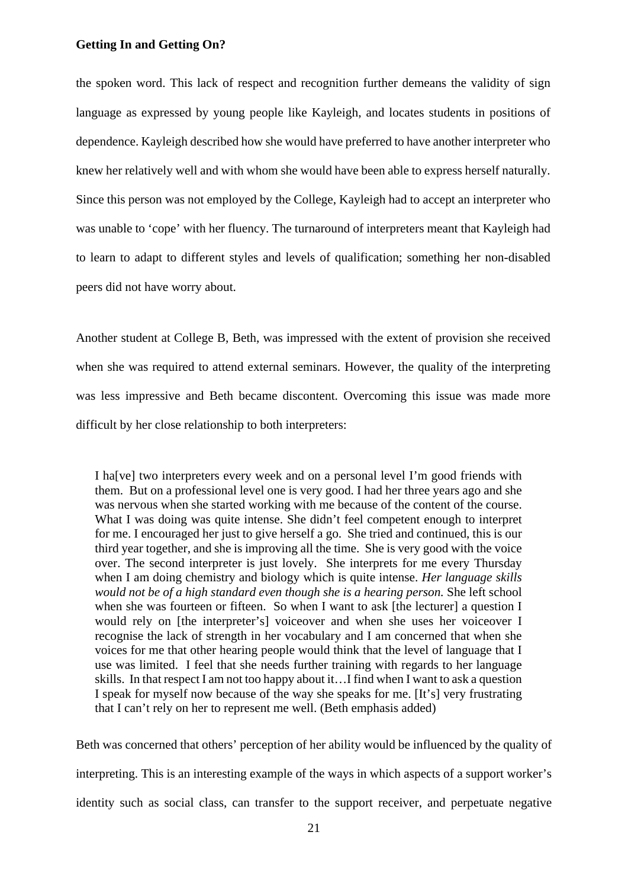the spoken word. This lack of respect and recognition further demeans the validity of sign language as expressed by young people like Kayleigh, and locates students in positions of dependence. Kayleigh described how she would have preferred to have another interpreter who knew her relatively well and with whom she would have been able to express herself naturally. Since this person was not employed by the College, Kayleigh had to accept an interpreter who was unable to 'cope' with her fluency. The turnaround of interpreters meant that Kayleigh had to learn to adapt to different styles and levels of qualification; something her non-disabled peers did not have worry about.

Another student at College B, Beth, was impressed with the extent of provision she received when she was required to attend external seminars. However, the quality of the interpreting was less impressive and Beth became discontent. Overcoming this issue was made more difficult by her close relationship to both interpreters:

> I ha[ve] two interpreters every week and on a personal level I'm good friends with them. But on a professional level one is very good. I had her three years ago and she was nervous when she started working with me because of the content of the course. What I was doing was quite intense. She didn't feel competent enough to interpret for me. I encouraged her just to give herself a go. She tried and continued, this is our third year together, and she is improving all the time. She is very good with the voice over. The second interpreter is just lovely. She interprets for me every Thursday when I am doing chemistry and biology which is quite intense. *Her language skills would not be of a high standard even though she is a hearing person.* She left school when she was fourteen or fifteen. So when I want to ask [the lecturer] a question I would rely on [the interpreter's] voiceover and when she uses her voiceover I recognise the lack of strength in her vocabulary and I am concerned that when she voices for me that other hearing people would think that the level of language that I use was limited. I feel that she needs further training with regards to her language skills. In that respect I am not too happy about it…I find when I want to ask a question I speak for myself now because of the way she speaks for me. [It's] very frustrating that I can't rely on her to represent me well. (Beth emphasis added)

Beth was concerned that others' perception of her ability would be influenced by the quality of interpreting. This is an interesting example of the ways in which aspects of a support worker's identity such as social class, can transfer to the support receiver, and perpetuate negative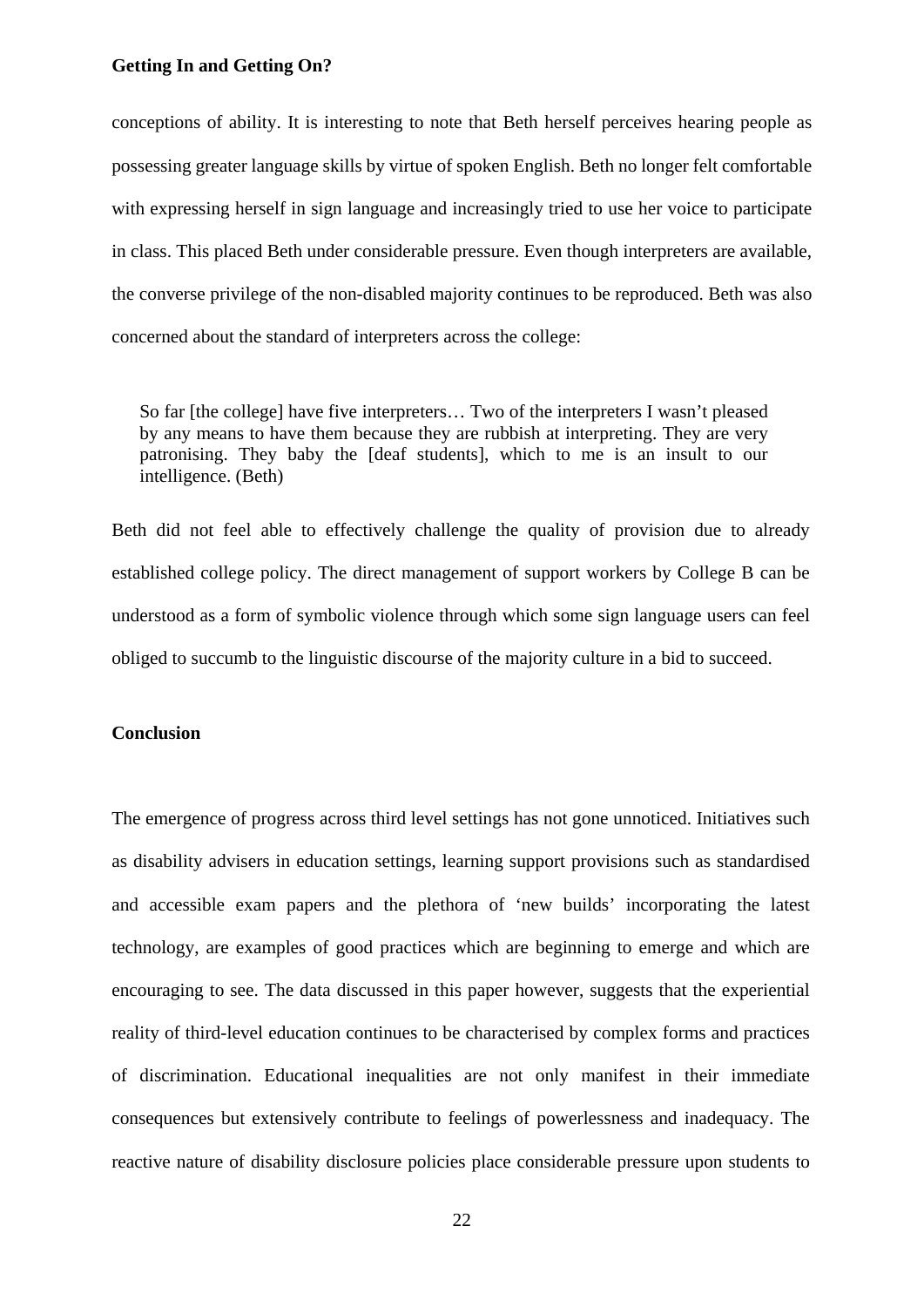conceptions of ability. It is interesting to note that Beth herself perceives hearing people as possessing greater language skills by virtue of spoken English. Beth no longer felt comfortable with expressing herself in sign language and increasingly tried to use her voice to participate in class. This placed Beth under considerable pressure. Even though interpreters are available, the converse privilege of the non-disabled majority continues to be reproduced. Beth was also concerned about the standard of interpreters across the college:

> So far [the college] have five interpreters… Two of the interpreters I wasn't pleased by any means to have them because they are rubbish at interpreting. They are very patronising. They baby the [deaf students], which to me is an insult to our intelligence. (Beth)

Beth did not feel able to effectively challenge the quality of provision due to already established college policy. The direct management of support workers by College B can be understood as a form of symbolic violence through which some sign language users can feel obliged to succumb to the linguistic discourse of the majority culture in a bid to succeed.

## Conclusion

The emergence of progress across third level settings has not gone unnoticed. Initiatives such as disability advisers in education settings, learning support provisions such as standardised and accessible exam papers and the plethora of 'new builds' incorporating the latest technology, are examples of good practices which are beginning to emerge and which are encouraging to see. The data discussed in this paper however, suggests that the experiential reality of third-level education continues to be characterised by complex forms and practices of discrimination. Educational inequalities are not only manifest in their immediate consequences but extensively contribute to feelings of powerlessness and inadequacy. The reactive nature of disability disclosure policies place considerable pressure upon students to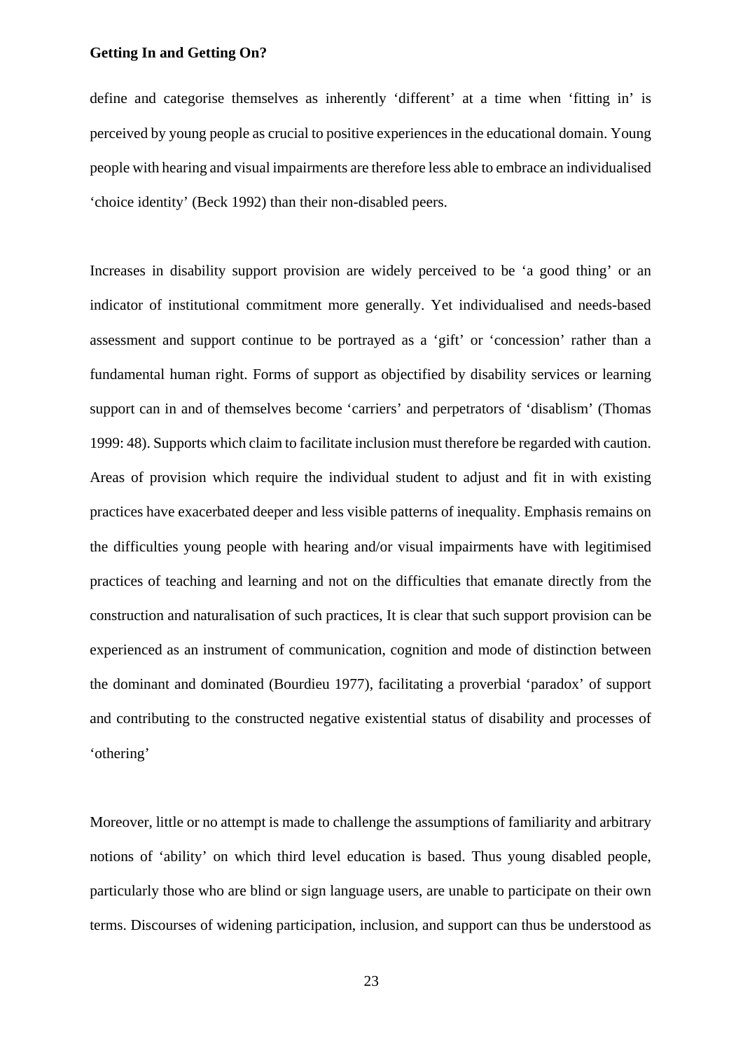define and categorise themselves as inherently 'different' at a time when 'fitting in' is perceived by young people as crucial to positive experiences in the educational domain. Young people with hearing and visual impairments are therefore less able to embrace an individualised 'choice identity' (Beck 1992) than their non-disabled peers.

Increases in disability support provision are widely perceived to be 'a good thing' or an indicator of institutional commitment more generally. Yet individualised and needs-based assessment and support continue to be portrayed as a 'gift' or 'concession' rather than a fundamental human right. Forms of support as objectified by disability services or learning support can in and of themselves become 'carriers' and perpetrators of 'disablism' (Thomas 1999: 48). Supports which claim to facilitate inclusion must therefore be regarded with caution. Areas of provision which require the individual student to adjust and fit in with existing practices have exacerbated deeper and less visible patterns of inequality. Emphasis remains on the difficulties young people with hearing and/or visual impairments have with legitimised practices of teaching and learning and not on the difficulties that emanate directly from the construction and naturalisation of such practices, It is clear that such support provision can be experienced as an instrument of communication, cognition and mode of distinction between the dominant and dominated (Bourdieu 1977), facilitating a proverbial 'paradox' of support and contributing to the constructed negative existential status of disability and processes of 'othering'

Moreover, little or no attempt is made to challenge the assumptions of familiarity and arbitrary notions of 'ability' on which third level education is based. Thus young disabled people, particularly those who are blind or sign language users, are unable to participate on their own terms. Discourses of widening participation, inclusion, and support can thus be understood as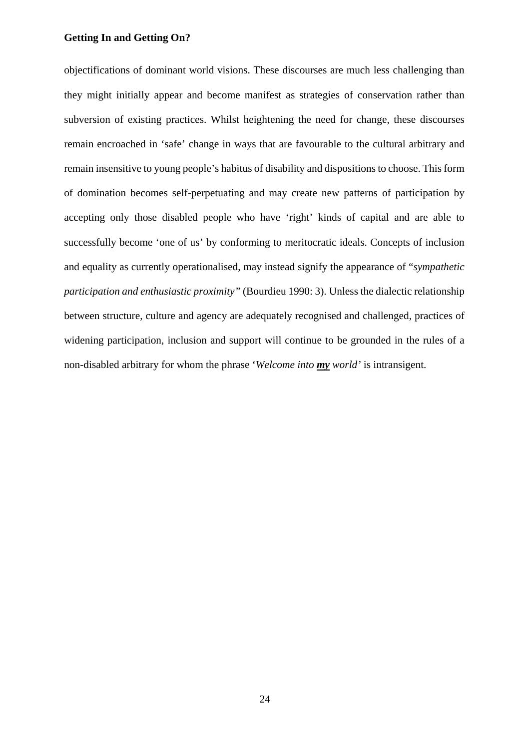objectifications of dominant world visions. These discourses are much less challenging than they might initially appear and become manifest as strategies of conservation rather than subversion of existing practices. Whilst heightening the need for change, these discourses remain encroached in 'safe' change in ways that are favourable to the cultural arbitrary and remain insensitive to young people's habitus of disability and dispositions to choose. This form of domination becomes self-perpetuating and may create new patterns of participation by accepting only those disabled people who have 'right' kinds of capital and are able to successfully become 'one of us' by conforming to meritocratic ideals. Concepts of inclusion and equality as currently operationalised, may instead signify the appearance of "*sympathetic participation and enthusiastic proximity*" (Bourdieu 1990: 3). Unless the dialectic relationship between structure, culture and agency are adequately recognised and challenged, practices of widening participation, inclusion and support will continue to be grounded in the rules of a non-disabled arbitrary for whom the phrase '*Welcome into **<u>my</u>** world'* is intransigent.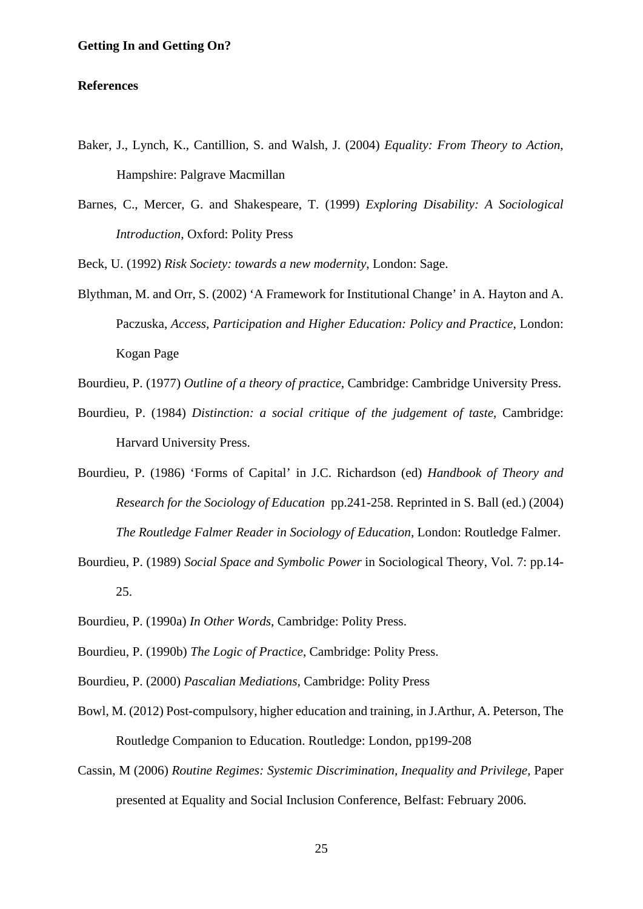**References**

Baker, J., Lynch, K., Cantillion, S. and Walsh, J. (2004) *Equality: From Theory to Action*, Hampshire: Palgrave Macmillan

Barnes, C., Mercer, G. and Shakespeare, T. (1999) *Exploring Disability: A Sociological Introduction*, Oxford: Polity Press

Beck, U. (1992) *Risk Society: towards a new modernity*, London: Sage.

Blythman, M. and Orr, S. (2002) 'A Framework for Institutional Change' in A. Hayton and A. Paczuska, *Access, Participation and Higher Education: Policy and Practice*, London: Kogan Page

Bourdieu, P. (1977) *Outline of a theory of practice*, Cambridge: Cambridge University Press.

Bourdieu, P. (1984) *Distinction: a social critique of the judgement of taste*, Cambridge: Harvard University Press.

Bourdieu, P. (1986) 'Forms of Capital' in J.C. Richardson (ed) *Handbook of Theory and Research for the Sociology of Education* pp.241-258. Reprinted in S. Ball (ed.) (2004) *The Routledge Falmer Reader in Sociology of Education*, London: Routledge Falmer.

Bourdieu, P. (1989) *Social Space and Symbolic Power* in Sociological Theory, Vol. 7: pp.14-25.

Bourdieu, P. (1990a) *In Other Words*, Cambridge: Polity Press.

Bourdieu, P. (1990b) *The Logic of Practice*, Cambridge: Polity Press.

Bourdieu, P. (2000) *Pascalian Mediations*, Cambridge: Polity Press

Bowl, M. (2012) Post-compulsory, higher education and training, in J.Arthur, A. Peterson, The Routledge Companion to Education. Routledge: London, pp199-208

Cassin, M (2006) *Routine Regimes: Systemic Discrimination, Inequality and Privilege,* Paper presented at Equality and Social Inclusion Conference, Belfast: February 2006.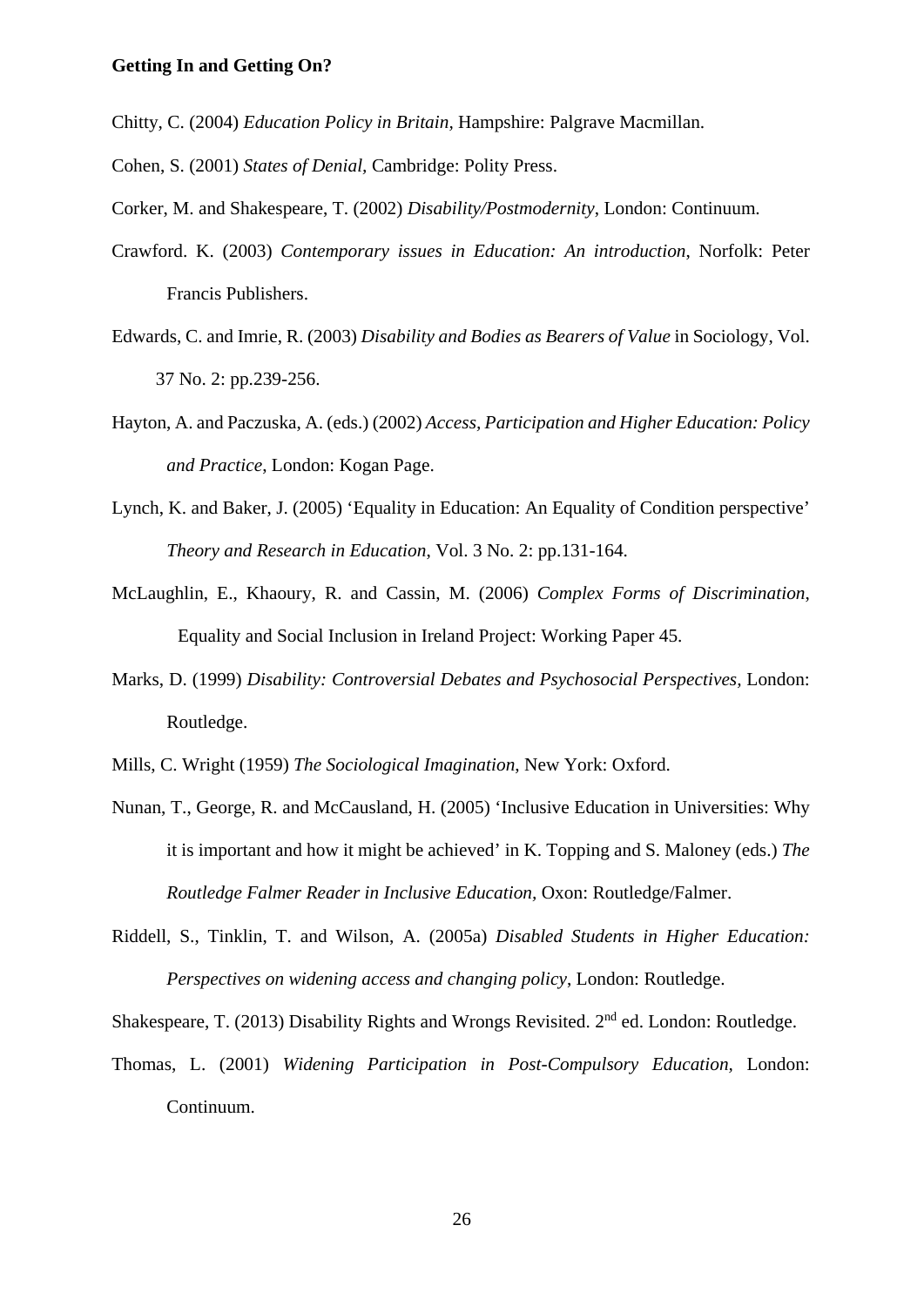Chitty, C. (2004) *Education Policy in Britain*, Hampshire: Palgrave Macmillan.

Cohen, S. (2001) *States of Denial*, Cambridge: Polity Press.

Corker, M. and Shakespeare, T. (2002) *Disability/Postmodernity*, London: Continuum.

Crawford. K. (2003) *Contemporary issues in Education: An introduction*, Norfolk: Peter Francis Publishers.

Edwards, C. and Imrie, R. (2003) *Disability and Bodies as Bearers of Value* in Sociology, Vol. 37 No. 2: pp.239-256.

Hayton, A. and Paczuska, A. (eds.) (2002) *Access, Participation and Higher Education: Policy and Practice*, London: Kogan Page.

Lynch, K. and Baker, J. (2005) 'Equality in Education: An Equality of Condition perspective' *Theory and Research in Education*, Vol. 3 No. 2: pp.131-164.

McLaughlin, E., Khaoury, R. and Cassin, M. (2006) *Complex Forms of Discrimination*, Equality and Social Inclusion in Ireland Project: Working Paper 45.

Marks, D. (1999) *Disability: Controversial Debates and Psychosocial Perspectives*, London: Routledge.

Mills, C. Wright (1959) *The Sociological Imagination*, New York: Oxford.

Nunan, T., George, R. and McCausland, H. (2005) 'Inclusive Education in Universities: Why it is important and how it might be achieved' in K. Topping and S. Maloney (eds.) *The Routledge Falmer Reader in Inclusive Education*, Oxon: Routledge/Falmer.

Riddell, S., Tinklin, T. and Wilson, A. (2005a) *Disabled Students in Higher Education: Perspectives on widening access and changing policy*, London: Routledge.

Shakespeare, T. (2013) Disability Rights and Wrongs Revisited. 2nd ed. London: Routledge.

Thomas, L. (2001) *Widening Participation in Post-Compulsory Education*, London: Continuum.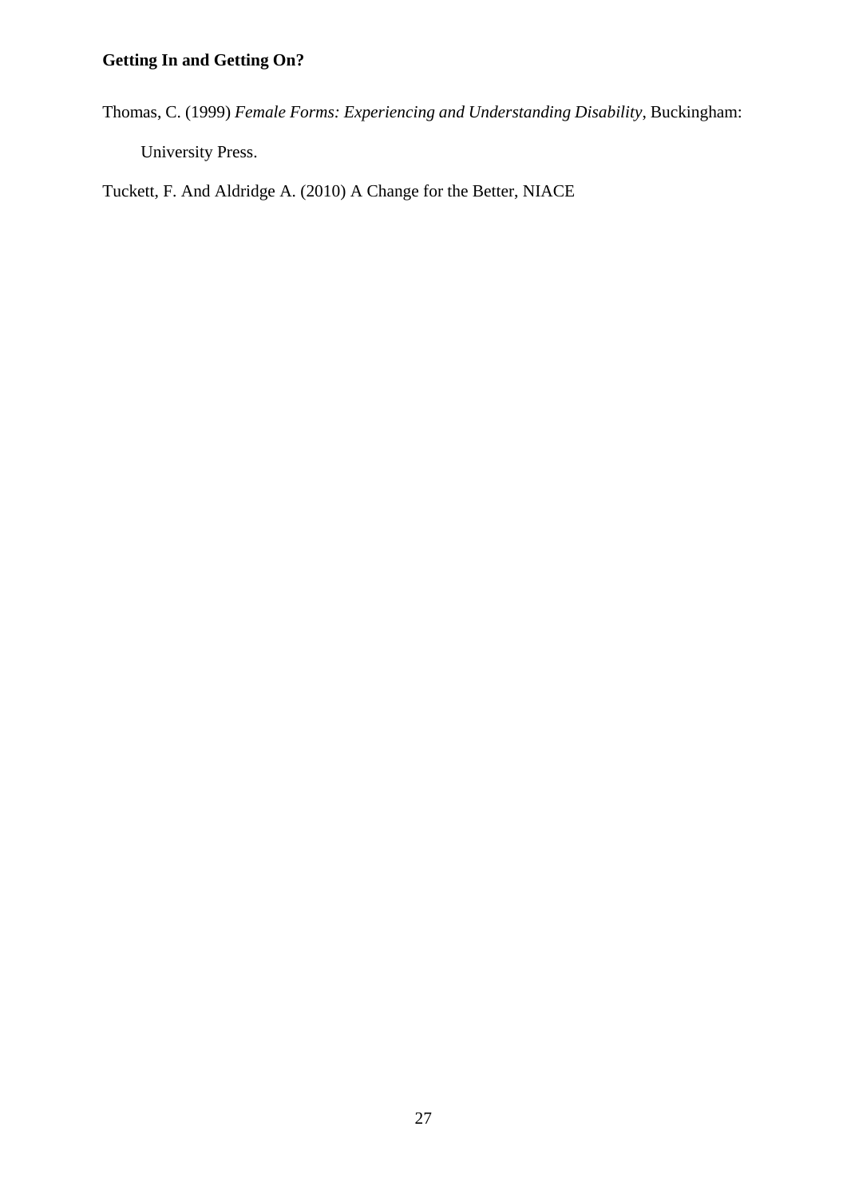Thomas, C. (1999) *Female Forms: Experiencing and Understanding Disability*, Buckingham: University Press.

Tuckett, F. And Aldridge A. (2010) A Change for the Better, NIACE